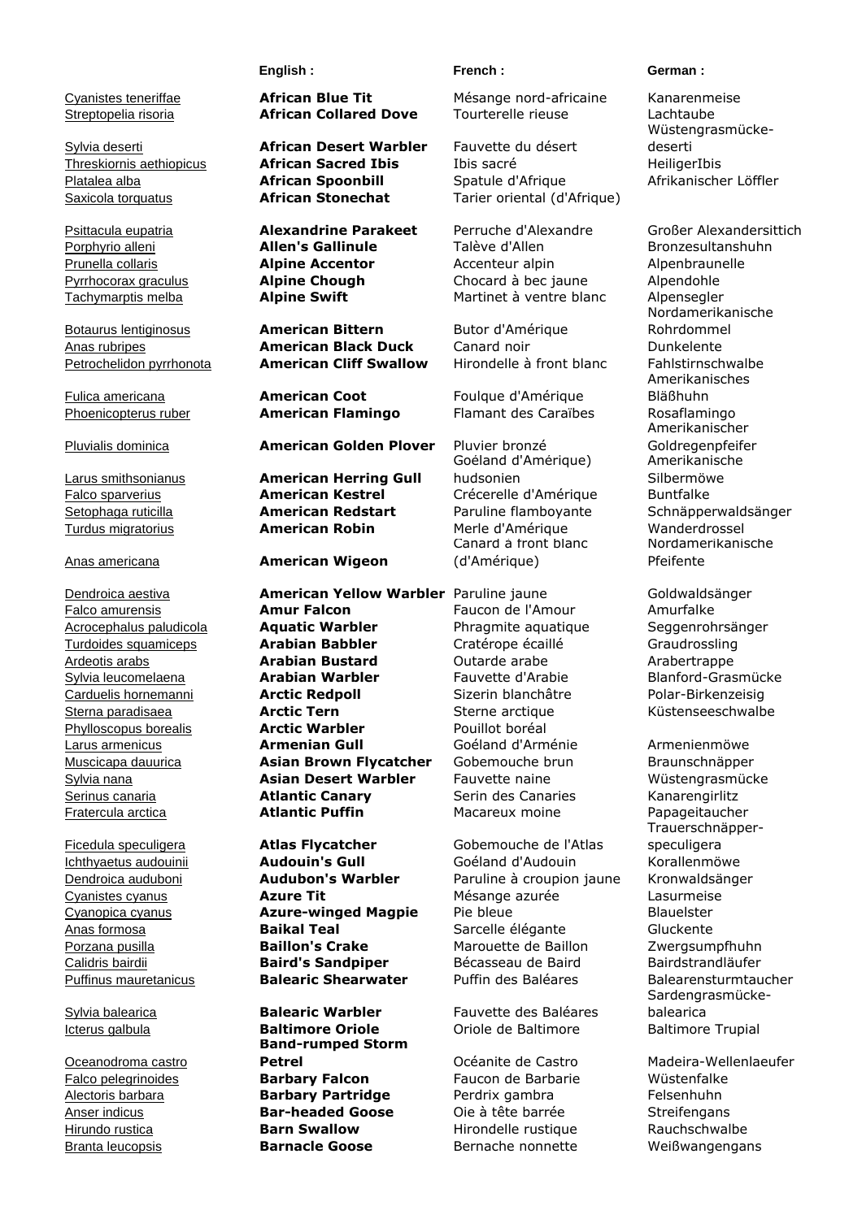| | English : | French : | German : |
|---|---|---|---|
| Cyanistes teneriffae | **African Blue Tit** | Mésange nord-africaine | Kanarenmeise |
| Streptopelia risoria | **African Collared Dove** | Tourterelle rieuse | Lachtaube |
| Sylvia deserti | **African Desert Warbler** | Fauvette du désert | Wüstengrasmücke-deserti |
| Threskiornis aethiopicus | **African Sacred Ibis** | Ibis sacré | HeiligerIbis |
| Platalea alba | **African Spoonbill** | Spatule d'Afrique | Afrikanischer Löffler |
| Saxicola torquatus | **African Stonechat** | Tarier oriental (d'Afrique) | |
| Psittacula eupatria | **Alexandrine Parakeet** | Perruche d'Alexandre | Großer Alexandersittich |
| Porphyrio alleni | **Allen's Gallinule** | Talève d'Allen | Bronzesultanshuhn |
| Prunella collaris | **Alpine Accentor** | Accenteur alpin | Alpenbraunelle |
| Pyrrhocorax graculus | **Alpine Chough** | Chocard à bec jaune | Alpendohle |
| Tachymarptis melba | **Alpine Swift** | Martinet à ventre blanc | Alpensegler |
| Botaurus lentiginosus | **American Bittern** | Butor d'Amérique | Nordamerikanische Rohrdommel |
| Anas rubripes | **American Black Duck** | Canard noir | Dunkelente |
| Petrochelidon pyrrhonota | **American Cliff Swallow** | Hirondelle à front blanc | Fahlstirnschwalbe |
| Fulica americana | **American Coot** | Foulque d'Amérique | Amerikanisches Bläßhuhn |
| Phoenicopterus ruber | **American Flamingo** | Flamant des Caraïbes | Rosaflamingo |
| Pluvialis dominica | **American Golden Plover** | Pluvier bronzé | Amerikanischer Goldregenpfeifer |
| Larus smithsonianus | **American Herring Gull** | Goéland d'Amérique) hudsonien | Amerikanische Silbermöwe |
| Falco sparverius | **American Kestrel** | Crécerelle d'Amérique | Buntfalke |
| Setophaga ruticilla | **American Redstart** | Paruline flamboyante | Schnäpperwaldsänger |
| Turdus migratorius | **American Robin** | Merle d'Amérique | Wanderdrossel |
| Anas americana | **American Wigeon** | Canard à front blanc (d'Amérique) | Nordamerikanische Pfeifente |
| Dendroica aestiva | **American Yellow Warbler** | Paruline jaune | Goldwaldsänger |
| Falco amurensis | **Amur Falcon** | Faucon de l'Amour | Amurfalke |
| Acrocephalus paludicola | **Aquatic Warbler** | Phragmite aquatique | Seggenrohrsänger |
| Turdoides squamiceps | **Arabian Babbler** | Cratérope écaillé | Graudrossling |
| Ardeotis arabs | **Arabian Bustard** | Outarde arabe | Arabertrappe |
| Sylvia leucomelaena | **Arabian Warbler** | Fauvette d'Arabie | Blanford-Grasmücke |
| Carduelis hornemanni | **Arctic Redpoll** | Sizerin blanchâtre | Polar-Birkenzeisig |
| Sterna paradisaea | **Arctic Tern** | Sterne arctique | Küstenseeschwalbe |
| Phylloscopus borealis | **Arctic Warbler** | Pouillot boréal | |
| Larus armenicus | **Armenian Gull** | Goéland d'Arménie | Armenienmöwe |
| Muscicapa dauurica | **Asian Brown Flycatcher** | Gobemouche brun | Braunschnäpper |
| Sylvia nana | **Asian Desert Warbler** | Fauvette naine | Wüstengrasmücke |
| Serinus canaria | **Atlantic Canary** | Serin des Canaries | Kanarengirlitz |
| Fratercula arctica | **Atlantic Puffin** | Macareux moine | Papageitaucher |
| Ficedula speculigera | **Atlas Flycatcher** | Gobemouche de l'Atlas | Trauerschnäpper-speculigera |
| Ichthyaetus audouinii | **Audouin's Gull** | Goéland d'Audouin | Korallenmöwe |
| Dendroica auduboni | **Audubon's Warbler** | Paruline à croupion jaune | Kronwaldsänger |
| Cyanistes cyanus | **Azure Tit** | Mésange azurée | Lasurmeise |
| Cyanopica cyanus | **Azure-winged Magpie** | Pie bleue | Blauelster |
| Anas formosa | **Baikal Teal** | Sarcelle élégante | Gluckente |
| Porzana pusilla | **Baillon's Crake** | Marouette de Baillon | Zwergsumpfhuhn |
| Calidris bairdii | **Baird's Sandpiper** | Bécasseau de Baird | Bairdstrandläufer |
| Puffinus mauretanicus | **Balearic Shearwater** | Puffin des Baléares | Balearensturmtaucher |
| Sylvia balearica | **Balearic Warbler** | Fauvette des Baléares | Sardengrasmücke-balearica |
| Icterus galbula | **Baltimore Oriole** | Oriole de Baltimore | Baltimore Trupial |
| Oceanodroma castro | **Band-rumped Storm Petrel** | Océanite de Castro | Madeira-Wellenlaeufer |
| Falco pelegrinoides | **Barbary Falcon** | Faucon de Barbarie | Wüstenfalke |
| Alectoris barbara | **Barbary Partridge** | Perdrix gambra | Felsenhuhn |
| Anser indicus | **Bar-headed Goose** | Oie à tête barrée | Streifengans |
| Hirundo rustica | **Barn Swallow** | Hirondelle rustique | Rauchschwalbe |
| Branta leucopsis | **Barnacle Goose** | Bernache nonnette | Weißwangengans |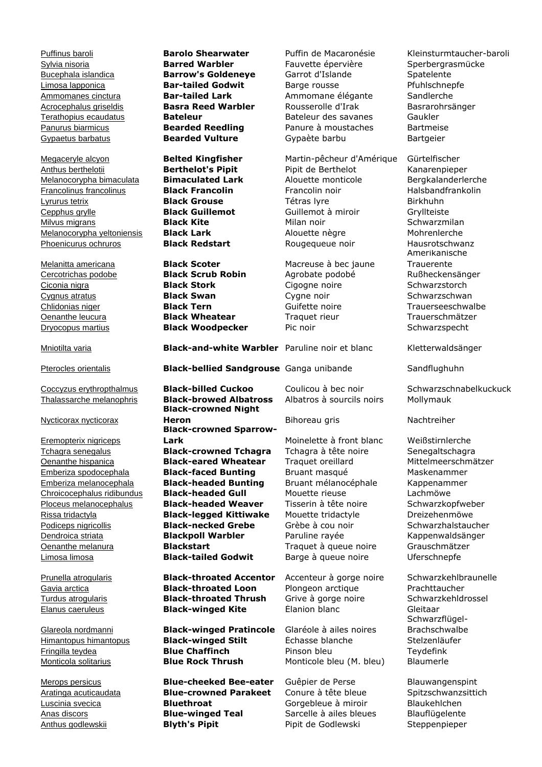| | | | |
|---|---|---|---|
| Puffinus baroli | **Barolo Shearwater** | Puffin de Macaronésie | Kleinsturmtaucher-baroli |
| Sylvia nisoria | **Barred Warbler** | Fauvette épervière | Sperbergrasmücke |
| Bucephala islandica | **Barrow's Goldeneye** | Garrot d'Islande | Spatelente |
| Limosa lapponica | **Bar-tailed Godwit** | Barge rousse | Pfuhlschnepfe |
| Ammomanes cinctura | **Bar-tailed Lark** | Ammomane élégante | Sandlerche |
| Acrocephalus griseldis | **Basra Reed Warbler** | Rousserolle d'Irak | Basrarohrsänger |
| Terathopius ecaudatus | **Bateleur** | Bateleur des savanes | Gaukler |
| Panurus biarmicus | **Bearded Reedling** | Panure à moustaches | Bartmeise |
| Gypaetus barbatus | **Bearded Vulture** | Gypaète barbu | Bartgeier |
| Megaceryle alcyon | **Belted Kingfisher** | Martin-pêcheur d'Amérique | Gürtelfischer |
| Anthus berthelotii | **Berthelot's Pipit** | Pipit de Berthelot | Kanarenpieper |
| Melanocorypha bimaculata | **Bimaculated Lark** | Alouette monticole | Bergkalanderlerche |
| Francolinus francolinus | **Black Francolin** | Francolin noir | Halsbandfrankolin |
| Lyrurus tetrix | **Black Grouse** | Tétras lyre | Birkhuhn |
| Cepphus grylle | **Black Guillemot** | Guillemot à miroir | Gryllteiste |
| Milvus migrans | **Black Kite** | Milan noir | Schwarzmilan |
| Melanocorypha yeltoniensis | **Black Lark** | Alouette nègre | Mohrenlerche |
| Phoenicurus ochruros | **Black Redstart** | Rougequeue noir | Hausrotschwanz |
| Melanitta americana | **Black Scoter** | Macreuse à bec jaune | Amerikanische Trauerente |
| Cercotrichas podobe | **Black Scrub Robin** | Agrobate podobé | Rußheckensänger |
| Ciconia nigra | **Black Stork** | Cigogne noire | Schwarzstorch |
| Cygnus atratus | **Black Swan** | Cygne noir | Schwarzschwan |
| Chlidonias niger | **Black Tern** | Guifette noire | Trauerseeschwalbe |
| Oenanthe leucura | **Black Wheatear** | Traquet rieur | Trauerschmätzer |
| Dryocopus martius | **Black Woodpecker** | Pic noir | Schwarzspecht |
| Mniotilta varia | **Black-and-white Warbler** | Paruline noir et blanc | Kletterwaldsänger |
| Pterocles orientalis | **Black-bellied Sandgrouse** | Ganga unibande | Sandflughuhn |
| Coccyzus erythropthalmus | **Black-billed Cuckoo** | Coulicou à bec noir | Schwarzschnabelkuckuck |
| Thalassarche melanophris | **Black-browed Albatross** | Albatros à sourcils noirs | Mollymauk |
| Nycticorax nycticorax | **Black-crowned Night Heron** | Bihoreau gris | Nachtreiher |
| Eremopterix nigriceps | **Black-crowned Sparrow-Lark** | Moinelette à front blanc | Weißstirnlerche |
| Tchagra senegalus | **Black-crowned Tchagra** | Tchagra à tête noire | Senegaltschagra |
| Oenanthe hispanica | **Black-eared Wheatear** | Traquet oreillard | Mittelmeerschmätzer |
| Emberiza spodocephala | **Black-faced Bunting** | Bruant masqué | Maskenammer |
| Emberiza melanocephala | **Black-headed Bunting** | Bruant mélanocéphale | Kappenammer |
| Chroicocephalus ridibundus | **Black-headed Gull** | Mouette rieuse | Lachmöwe |
| Ploceus melanocephalus | **Black-headed Weaver** | Tisserin à tête noire | Schwarzkopfweber |
| Rissa tridactyla | **Black-legged Kittiwake** | Mouette tridactyle | Dreizehenmöwe |
| Podiceps nigricollis | **Black-necked Grebe** | Grèbe à cou noir | Schwarzhalstaucher |
| Dendroica striata | **Blackpoll Warbler** | Paruline rayée | Kappenwaldsänger |
| Oenanthe melanura | **Blackstart** | Traquet à queue noire | Grauschmätzer |
| Limosa limosa | **Black-tailed Godwit** | Barge à queue noire | Uferschnepfe |
| Prunella atrogularis | **Black-throated Accentor** | Accenteur à gorge noire | Schwarzkehlbraunelle |
| Gavia arctica | **Black-throated Loon** | Plongeon arctique | Prachttaucher |
| Turdus atrogularis | **Black-throated Thrush** | Grive à gorge noire | Schwarzkehldrossel |
| Elanus caeruleus | **Black-winged Kite** | Élanion blanc | Gleitaar |
| Glareola nordmanni | **Black-winged Pratincole** | Glaréole à ailes noires | Schwarzflügel-Brachschwalbe |
| Himantopus himantopus | **Black-winged Stilt** | Échasse blanche | Stelzenläufer |
| Fringilla teydea | **Blue Chaffinch** | Pinson bleu | Teydefink |
| Monticola solitarius | **Blue Rock Thrush** | Monticole bleu (M. bleu) | Blaumerle |
| Merops persicus | **Blue-cheeked Bee-eater** | Guêpier de Perse | Blauwangenspint |
| Aratinga acuticaudata | **Blue-crowned Parakeet** | Conure à tête bleue | Spitzschwanzsittich |
| Luscinia svecica | **Bluethroat** | Gorgebleue à miroir | Blaukehlchen |
| Anas discors | **Blue-winged Teal** | Sarcelle à ailes bleues | Blauflügelente |
| Anthus godlewskii | **Blyth's Pipit** | Pipit de Godlewski | Steppenpieper |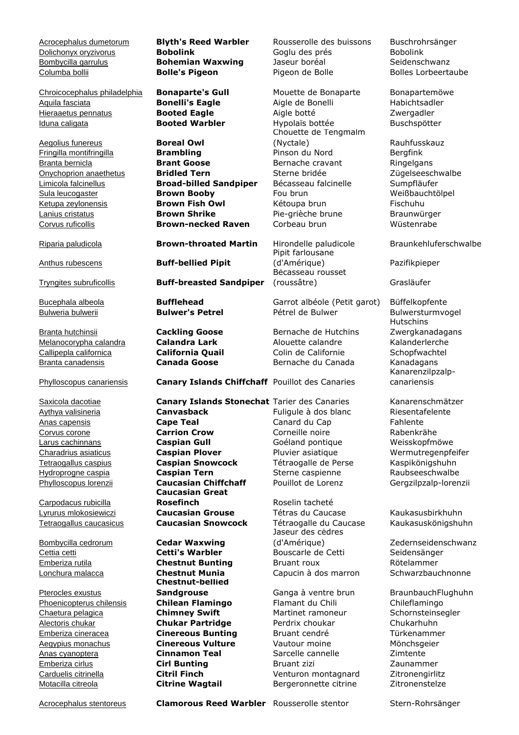| | | | |
|---|---|---|---|
| Acrocephalus dumetorum | **Blyth's Reed Warbler** | Rousserolle des buissons | Buschrohrsänger |
| Dolichonyx oryzivorus | **Bobolink** | Goglu des prés | Bobolink |
| Bombycilla garrulus | **Bohemian Waxwing** | Jaseur boréal | Seidenschwanz |
| Columba bollii | **Bolle's Pigeon** | Pigeon de Bolle | Bolles Lorbeertaube |
| Chroicocephalus philadelphia | **Bonaparte's Gull** | Mouette de Bonaparte | Bonapartemöwe |
| Aquila fasciata | **Bonelli's Eagle** | Aigle de Bonelli | Habichtsadler |
| Hieraaetus pennatus | **Booted Eagle** | Aigle botté | Zwergadler |
| Iduna caligata | **Booted Warbler** | Hypolaïs bottée | Buschspötter |
| Aegolius funereus | **Boreal Owl** | Chouette de Tengmalm (Nyctale) | Rauhfusskauz |
| Fringilla montifringilla | **Brambling** | Pinson du Nord | Bergfink |
| Branta bernicla | **Brant Goose** | Bernache cravant | Ringelgans |
| Onychoprion anaethetus | **Bridled Tern** | Sterne bridée | Zügelseeschwalbe |
| Limicola falcinellus | **Broad-billed Sandpiper** | Bécasseau falcinelle | Sumpfläufer |
| Sula leucogaster | **Brown Booby** | Fou brun | Weißbauchtölpel |
| Ketupa zeylonensis | **Brown Fish Owl** | Kétoupa brun | Fischuhu |
| Lanius cristatus | **Brown Shrike** | Pie-grièche brune | Braunwürger |
| Corvus ruficollis | **Brown-necked Raven** | Corbeau brun | Wüstenrabe |
| Riparia paludicola | **Brown-throated Martin** | Hirondelle paludicole | Braunkehluferschwalbe |
| Anthus rubescens | **Buff-bellied Pipit** | Pipit farlousane (d'Amérique) | Pazifikpieper |
| Tryngites subruficollis | **Buff-breasted Sandpiper** | Bécasseau rousset (roussâtre) | Grasläufer |
| Bucephala albeola | **Bufflehead** | Garrot albéole (Petit garot) | Büffelkopfente |
| Bulweria bulwerii | **Bulwer's Petrel** | Pétrel de Bulwer | Bulwersturmvogel |
| Branta hutchinsii | **Cackling Goose** | Bernache de Hutchins | Hutchins Zwergkanadagans |
| Melanocorypha calandra | **Calandra Lark** | Alouette calandre | Kalanderlerche |
| Callipepla californica | **California Quail** | Colin de Californie | Schopfwachtel |
| Branta canadensis | **Canada Goose** | Bernache du Canada | Kanadagans |
| Phylloscopus canariensis | **Canary Islands Chiffchaff** | Pouillot des Canaries | Kanarenzilpzalp-canariensis |
| Saxicola dacotiae | **Canary Islands Stonechat** | Tarier des Canaries | Kanarenschmätzer |
| Aythya valisineria | **Canvasback** | Fuligule à dos blanc | Riesentafelente |
| Anas capensis | **Cape Teal** | Canard du Cap | Fahlente |
| Corvus corone | **Carrion Crow** | Corneille noire | Rabenkrähe |
| Larus cachinnans | **Caspian Gull** | Goéland pontique | Weisskopfmöwe |
| Charadrius asiaticus | **Caspian Plover** | Pluvier asiatique | Wermutregenpfeifer |
| Tetraogallus caspius | **Caspian Snowcock** | Tétraogalle de Perse | Kaspikönigshuhn |
| Hydroprogne caspia | **Caspian Tern** | Sterne caspienne | Raubseeschwalbe |
| Phylloscopus lorenzii | **Caucasian Chiffchaff** | Pouillot de Lorenz | Gergzilpzalp-lorenzii |
| Carpodacus rubicilla | **Caucasian Great Rosefinch** | Roselin tacheté | |
| Lyrurus mlokosiewiczi | **Caucasian Grouse** | Tétras du Caucase | Kaukasusbirkhuhn |
| Tetraogallus caucasicus | **Caucasian Snowcock** | Tétraogalle du Caucase | Kaukasuskönigshuhn |
| Bombycilla cedrorum | **Cedar Waxwing** | Jaseur des cèdres (d'Amérique) | Zedernseidenschwanz |
| Cettia cetti | **Cetti's Warbler** | Bouscarle de Cetti | Seidensänger |
| Emberiza rutila | **Chestnut Bunting** | Bruant roux | Rötelammer |
| Lonchura malacca | **Chestnut Munia** | Capucin à dos marron | Schwarzbauchnonne |
| Pterocles exustus | **Chestnut-bellied Sandgrouse** | Ganga à ventre brun | BraunbauchFlughuhn |
| Phoenicopterus chilensis | **Chilean Flamingo** | Flamant du Chili | Chileflamingo |
| Chaetura pelagica | **Chimney Swift** | Martinet ramoneur | Schornsteinsegler |
| Alectoris chukar | **Chukar Partridge** | Perdrix choukar | Chukarhuhn |
| Emberiza cineracea | **Cinereous Bunting** | Bruant cendré | Türkenammer |
| Aegypius monachus | **Cinereous Vulture** | Vautour moine | Mönchsgeier |
| Anas cyanoptera | **Cinnamon Teal** | Sarcelle cannelle | Zimtente |
| Emberiza cirlus | **Cirl Bunting** | Bruant zizi | Zaunammer |
| Carduelis citrinella | **Citril Finch** | Venturon montagnard | Zitronengirlitz |
| Motacilla citreola | **Citrine Wagtail** | Bergeronnette citrine | Zitronenstelze |
| Acrocephalus stentoreus | **Clamorous Reed Warbler** | Rousserolle stentor | Stern-Rohrsänger |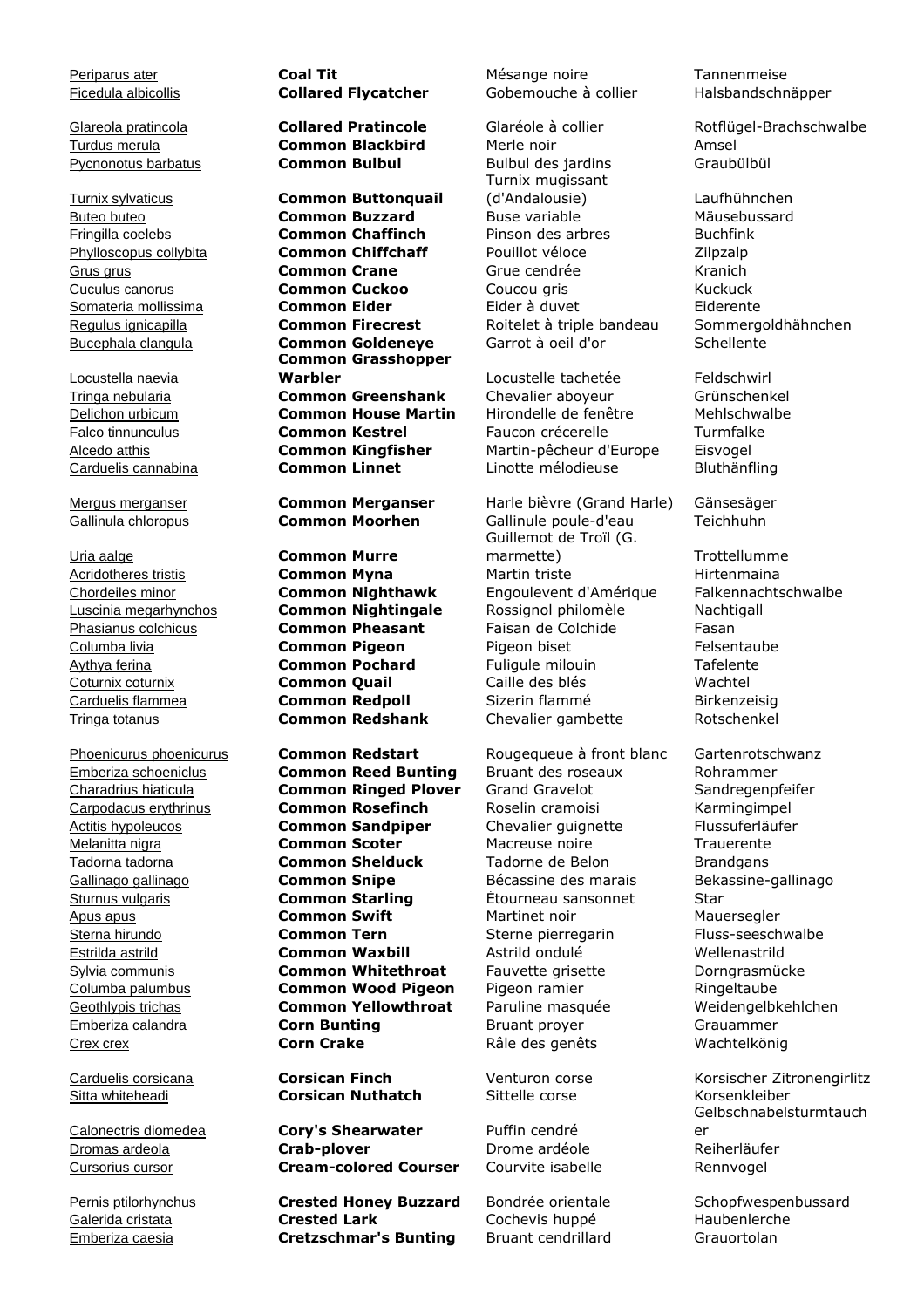| | | | |
|---|---|---|---|
| Periparus ater | **Coal Tit** | Mésange noire | Tannenmeise |
| Ficedula albicollis | **Collared Flycatcher** | Gobemouche à collier | Halsbandschnäpper |
| Glareola pratincola | **Collared Pratincole** | Glaréole à collier | Rotflügel-Brachschwalbe |
| Turdus merula | **Common Blackbird** | Merle noir | Amsel |
| Pycnonotus barbatus | **Common Bulbul** | Bulbul des jardins | Graubülbül |
| Turnix sylvaticus | **Common Buttonquail** | Turnix mugissant (d'Andalousie) | Laufhühnchen |
| Buteo buteo | **Common Buzzard** | Buse variable | Mäusebussard |
| Fringilla coelebs | **Common Chaffinch** | Pinson des arbres | Buchfink |
| Phylloscopus collybita | **Common Chiffchaff** | Pouillot véloce | Zilpzalp |
| Grus grus | **Common Crane** | Grue cendrée | Kranich |
| Cuculus canorus | **Common Cuckoo** | Coucou gris | Kuckuck |
| Somateria mollissima | **Common Eider** | Eider à duvet | Eiderente |
| Regulus ignicapilla | **Common Firecrest** | Roitelet à triple bandeau | Sommergoldhähnchen |
| Bucephala clangula | **Common Goldeneye** | Garrot à oeil d'or | Schellente |
| Locustella naevia | **Common Grasshopper Warbler** | Locustelle tachetée | Feldschwirl |
| Tringa nebularia | **Common Greenshank** | Chevalier aboyeur | Grünschenkel |
| Delichon urbicum | **Common House Martin** | Hirondelle de fenêtre | Mehlschwalbe |
| Falco tinnunculus | **Common Kestrel** | Faucon crécerelle | Turmfalke |
| Alcedo atthis | **Common Kingfisher** | Martin-pêcheur d'Europe | Eisvogel |
| Carduelis cannabina | **Common Linnet** | Linotte mélodieuse | Bluthänfling |
| Mergus merganser | **Common Merganser** | Harle bièvre (Grand Harle) | Gänsesäger |
| Gallinula chloropus | **Common Moorhen** | Gallinule poule-d'eau | Teichhuhn |
| Uria aalge | **Common Murre** | Guillemot de Troïl (G. marmette) | Trottellumme |
| Acridotheres tristis | **Common Myna** | Martin triste | Hirtenmaina |
| Chordeiles minor | **Common Nighthawk** | Engoulevent d'Amérique | Falkennachtschwalbe |
| Luscinia megarhynchos | **Common Nightingale** | Rossignol philomèle | Nachtigall |
| Phasianus colchicus | **Common Pheasant** | Faisan de Colchide | Fasan |
| Columba livia | **Common Pigeon** | Pigeon biset | Felsentaube |
| Aythya ferina | **Common Pochard** | Fuligule milouin | Tafelente |
| Coturnix coturnix | **Common Quail** | Caille des blés | Wachtel |
| Carduelis flammea | **Common Redpoll** | Sizerin flammé | Birkenzeisig |
| Tringa totanus | **Common Redshank** | Chevalier gambette | Rotschenkel |
| Phoenicurus phoenicurus | **Common Redstart** | Rougequeue à front blanc | Gartenrotschwanz |
| Emberiza schoeniclus | **Common Reed Bunting** | Bruant des roseaux | Rohrammer |
| Charadrius hiaticula | **Common Ringed Plover** | Grand Gravelot | Sandregenpfeifer |
| Carpodacus erythrinus | **Common Rosefinch** | Roselin cramoisi | Karmingimpel |
| Actitis hypoleucos | **Common Sandpiper** | Chevalier guignette | Flussuferläufer |
| Melanitta nigra | **Common Scoter** | Macreuse noire | Trauerente |
| Tadorna tadorna | **Common Shelduck** | Tadorne de Belon | Brandgans |
| Gallinago gallinago | **Common Snipe** | Bécassine des marais | Bekassine-gallinago |
| Sturnus vulgaris | **Common Starling** | Étourneau sansonnet | Star |
| Apus apus | **Common Swift** | Martinet noir | Mauersegler |
| Sterna hirundo | **Common Tern** | Sterne pierregarin | Fluss-seeschwalbe |
| Estrilda astrild | **Common Waxbill** | Astrild ondulé | Wellenastrild |
| Sylvia communis | **Common Whitethroat** | Fauvette grisette | Dorngrasmücke |
| Columba palumbus | **Common Wood Pigeon** | Pigeon ramier | Ringeltaube |
| Geothlypis trichas | **Common Yellowthroat** | Paruline masquée | Weidengelbkehlchen |
| Emberiza calandra | **Corn Bunting** | Bruant proyer | Grauammer |
| Crex crex | **Corn Crake** | Râle des genêts | Wachtelkönig |
| Carduelis corsicana | **Corsican Finch** | Venturon corse | Korsischer Zitronengirlitz |
| Sitta whiteheadi | **Corsican Nuthatch** | Sittelle corse | Korsenkleiber |
| Calonectris diomedea | **Cory's Shearwater** | Puffin cendré | Gelbschnabelsturmtaucher |
| Dromas ardeola | **Crab-plover** | Drome ardéole | Reiherläufer |
| Cursorius cursor | **Cream-colored Courser** | Courvite isabelle | Rennvogel |
| Pernis ptilorhynchus | **Crested Honey Buzzard** | Bondrée orientale | Schopfwespenbussard |
| Galerida cristata | **Crested Lark** | Cochevis huppé | Haubenlerche |
| Emberiza caesia | **Cretzschmar's Bunting** | Bruant cendrillard | Grauortolan |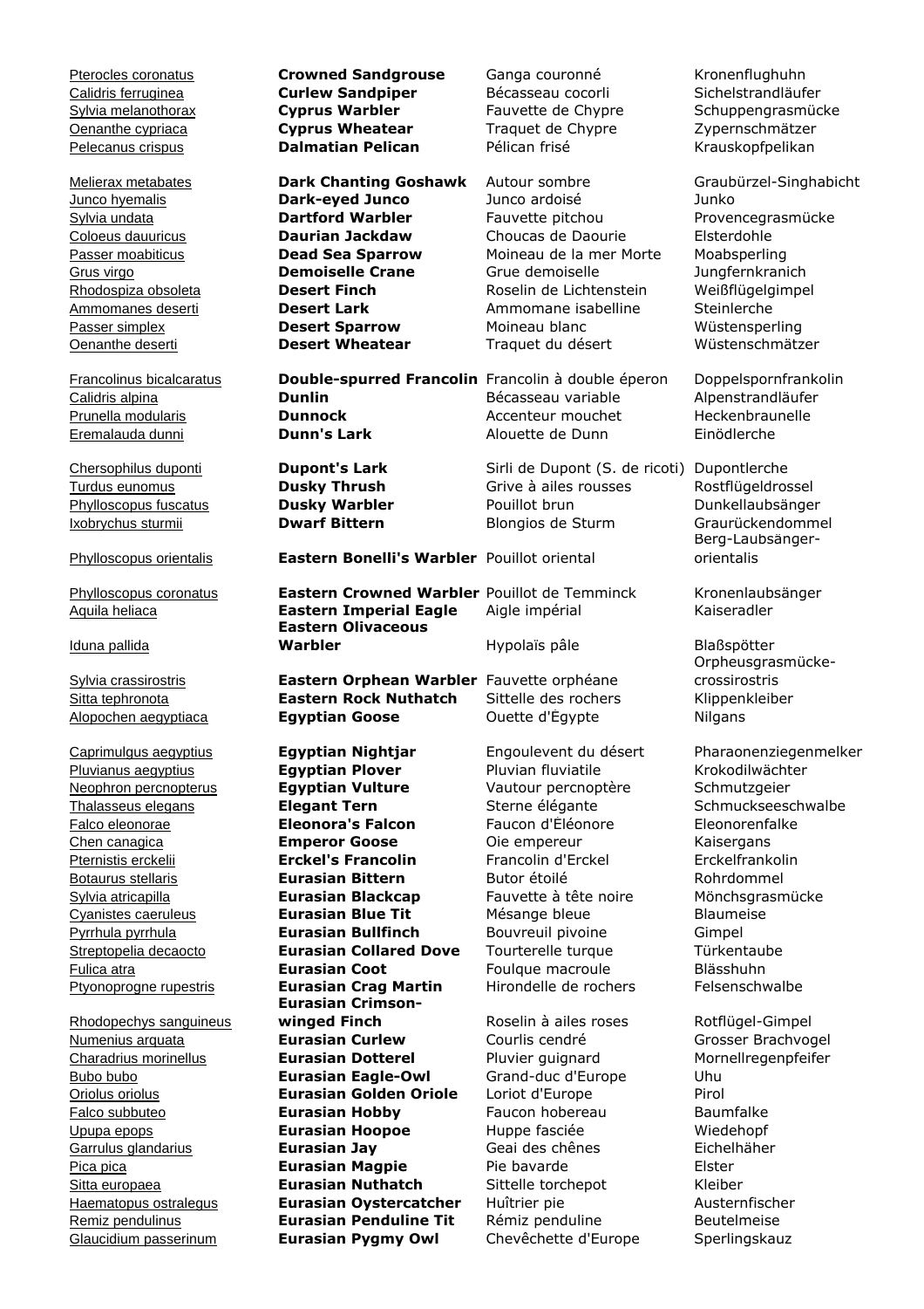| | | | |
|---|---|---|---|
| Pterocles coronatus | **Crowned Sandgrouse** | Ganga couronné | Kronenflughuhn |
| Calidris ferruginea | **Curlew Sandpiper** | Bécasseau cocorli | Sichelstrandläufer |
| Sylvia melanothorax | **Cyprus Warbler** | Fauvette de Chypre | Schuppengrasmücke |
| Oenanthe cypriaca | **Cyprus Wheatear** | Traquet de Chypre | Zypernschmätzer |
| Pelecanus crispus | **Dalmatian Pelican** | Pélican frisé | Krauskopfpelikan |
| Melierax metabates | **Dark Chanting Goshawk** | Autour sombre | Graubürzel-Singhabicht |
| Junco hyemalis | **Dark-eyed Junco** | Junco ardoisé | Junko |
| Sylvia undata | **Dartford Warbler** | Fauvette pitchou | Provencegrasmücke |
| Coloeus dauuricus | **Daurian Jackdaw** | Choucas de Daourie | Elsterdohle |
| Passer moabiticus | **Dead Sea Sparrow** | Moineau de la mer Morte | Moabsperling |
| Grus virgo | **Demoiselle Crane** | Grue demoiselle | Jungfernkranich |
| Rhodospiza obsoleta | **Desert Finch** | Roselin de Lichtenstein | Weißflügelgimpel |
| Ammomanes deserti | **Desert Lark** | Ammomane isabelline | Steinlerche |
| Passer simplex | **Desert Sparrow** | Moineau blanc | Wüstensperling |
| Oenanthe deserti | **Desert Wheatear** | Traquet du désert | Wüstenschmätzer |
| Francolinus bicalcaratus | **Double-spurred Francolin** | Francolin à double éperon | Doppelspornfrankolin |
| Calidris alpina | **Dunlin** | Bécasseau variable | Alpenstrandläufer |
| Prunella modularis | **Dunnock** | Accenteur mouchet | Heckenbraunelle |
| Eremalauda dunni | **Dunn's Lark** | Alouette de Dunn | Einödlerche |
| Chersophilus duponti | **Dupont's Lark** | Sirli de Dupont (S. de ricoti) | Dupontlerche |
| Turdus eunomus | **Dusky Thrush** | Grive à ailes rousses | Rostflügeldrossel |
| Phylloscopus fuscatus | **Dusky Warbler** | Pouillot brun | Dunkellaubsänger |
| Ixobrychus sturmii | **Dwarf Bittern** | Blongios de Sturm | Graurückendommel |
| Phylloscopus orientalis | **Eastern Bonelli's Warbler** | Pouillot oriental | Berg-Laubsänger-orientalis |
| Phylloscopus coronatus | **Eastern Crowned Warbler** | Pouillot de Temminck | Kronenlaubsänger |
| Aquila heliaca | **Eastern Imperial Eagle** | Aigle impérial | Kaiseradler |
| Iduna pallida | **Eastern Olivaceous Warbler** | Hypolaïs pâle | Blaßspötter |
| Sylvia crassirostris | **Eastern Orphean Warbler** | Fauvette orphéane | Orpheusgrasmücke-crossirostris |
| Sitta tephronota | **Eastern Rock Nuthatch** | Sittelle des rochers | Klippenkleiber |
| Alopochen aegyptiaca | **Egyptian Goose** | Ouette d'Égypte | Nilgans |
| Caprimulgus aegyptius | **Egyptian Nightjar** | Engoulevent du désert | Pharaonenziegenmelker |
| Pluvianus aegyptius | **Egyptian Plover** | Pluvian fluviatile | Krokodilwächter |
| Neophron percnopterus | **Egyptian Vulture** | Vautour percnoptère | Schmutzgeier |
| Thalasseus elegans | **Elegant Tern** | Sterne élégante | Schmuckseeschwalbe |
| Falco eleonorae | **Eleonora's Falcon** | Faucon d'Éléonore | Eleonorenfalke |
| Chen canagica | **Emperor Goose** | Oie empereur | Kaisergans |
| Pternistis erckelii | **Erckel's Francolin** | Francolin d'Erckel | Erckelfrankolin |
| Botaurus stellaris | **Eurasian Bittern** | Butor étoilé | Rohrdommel |
| Sylvia atricapilla | **Eurasian Blackcap** | Fauvette à tête noire | Mönchsgrasmücke |
| Cyanistes caeruleus | **Eurasian Blue Tit** | Mésange bleue | Blaumeise |
| Pyrrhula pyrrhula | **Eurasian Bullfinch** | Bouvreuil pivoine | Gimpel |
| Streptopelia decaocto | **Eurasian Collared Dove** | Tourterelle turque | Türkentaube |
| Fulica atra | **Eurasian Coot** | Foulque macroule | Blässhuhn |
| Ptyonoprogne rupestris | **Eurasian Crag Martin** | Hirondelle de rochers | Felsenschwalbe |
| Rhodopechys sanguineus | **Eurasian Crimson-winged Finch** | Roselin à ailes roses | Rotflügel-Gimpel |
| Numenius arquata | **Eurasian Curlew** | Courlis cendré | Grosser Brachvogel |
| Charadrius morinellus | **Eurasian Dotterel** | Pluvier guignard | Mornellregenpfeifer |
| Bubo bubo | **Eurasian Eagle-Owl** | Grand-duc d'Europe | Uhu |
| Oriolus oriolus | **Eurasian Golden Oriole** | Loriot d'Europe | Pirol |
| Falco subbuteo | **Eurasian Hobby** | Faucon hobereau | Baumfalke |
| Upupa epops | **Eurasian Hoopoe** | Huppe fasciée | Wiedehopf |
| Garrulus glandarius | **Eurasian Jay** | Geai des chênes | Eichelhäher |
| Pica pica | **Eurasian Magpie** | Pie bavarde | Elster |
| Sitta europaea | **Eurasian Nuthatch** | Sittelle torchepot | Kleiber |
| Haematopus ostralegus | **Eurasian Oystercatcher** | Huîtrier pie | Austernfischer |
| Remiz pendulinus | **Eurasian Penduline Tit** | Rémiz penduline | Beutelmeise |
| Glaucidium passerinum | **Eurasian Pygmy Owl** | Chevêchette d'Europe | Sperlingskauz |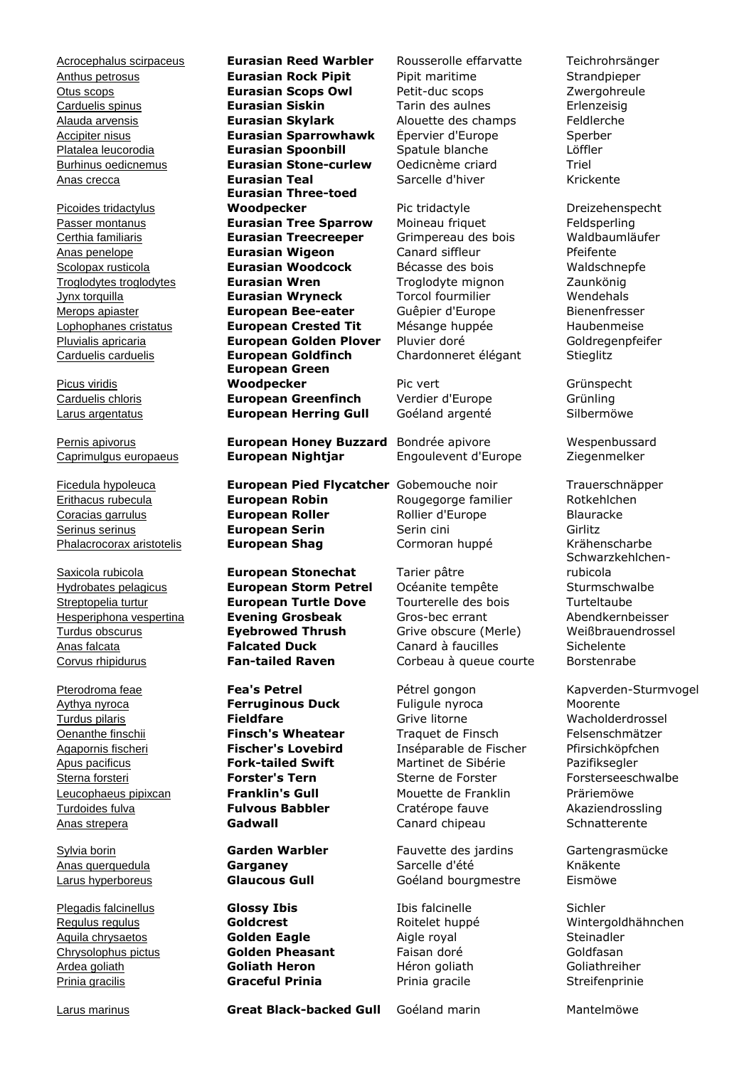| | | | |
|---|---|---|---|
| Acrocephalus scirpaceus | **Eurasian Reed Warbler** | Rousserolle effarvatte | Teichrohrsänger |
| Anthus petrosus | **Eurasian Rock Pipit** | Pipit maritime | Strandpieper |
| Otus scops | **Eurasian Scops Owl** | Petit-duc scops | Zwergohreule |
| Carduelis spinus | **Eurasian Siskin** | Tarin des aulnes | Erlenzeisig |
| Alauda arvensis | **Eurasian Skylark** | Alouette des champs | Feldlerche |
| Accipiter nisus | **Eurasian Sparrowhawk** | Épervier d'Europe | Sperber |
| Platalea leucorodia | **Eurasian Spoonbill** | Spatule blanche | Löffler |
| Burhinus oedicnemus | **Eurasian Stone-curlew** | Oedicnème criard | Triel |
| Anas crecca | **Eurasian Teal** | Sarcelle d'hiver | Krickente |
| Picoides tridactylus | **Eurasian Three-toed Woodpecker** | Pic tridactyle | Dreizehenspecht |
| Passer montanus | **Eurasian Tree Sparrow** | Moineau friquet | Feldsperling |
| Certhia familiaris | **Eurasian Treecreeper** | Grimpereau des bois | Waldbaumläufer |
| Anas penelope | **Eurasian Wigeon** | Canard siffleur | Pfeifente |
| Scolopax rusticola | **Eurasian Woodcock** | Bécasse des bois | Waldschnepfe |
| Troglodytes troglodytes | **Eurasian Wren** | Troglodyte mignon | Zaunkönig |
| Jynx torquilla | **Eurasian Wryneck** | Torcol fourmilier | Wendehals |
| Merops apiaster | **European Bee-eater** | Guêpier d'Europe | Bienenfresser |
| Lophophanes cristatus | **European Crested Tit** | Mésange huppée | Haubenmeise |
| Pluvialis apricaria | **European Golden Plover** | Pluvier doré | Goldregenpfeifer |
| Carduelis carduelis | **European Goldfinch** | Chardonneret élégant | Stieglitz |
| Picus viridis | **European Green Woodpecker** | Pic vert | Grünspecht |
| Carduelis chloris | **European Greenfinch** | Verdier d'Europe | Grünling |
| Larus argentatus | **European Herring Gull** | Goéland argenté | Silbermöwe |
| Pernis apivorus | **European Honey Buzzard** | Bondrée apivore | Wespenbussard |
| Caprimulgus europaeus | **European Nightjar** | Engoulevent d'Europe | Ziegenmelker |
| Ficedula hypoleuca | **European Pied Flycatcher** | Gobemouche noir | Trauerschnäpper |
| Erithacus rubecula | **European Robin** | Rougegorge familier | Rotkehlchen |
| Coracias garrulus | **European Roller** | Rollier d'Europe | Blauracke |
| Serinus serinus | **European Serin** | Serin cini | Girlitz |
| Phalacrocorax aristotelis | **European Shag** | Cormoran huppé | Krähenscharbe |
| Saxicola rubicola | **European Stonechat** | Tarier pâtre | Schwarzkehlchen-rubicola |
| Hydrobates pelagicus | **European Storm Petrel** | Océanite tempête | Sturmschwalbe |
| Streptopelia turtur | **European Turtle Dove** | Tourterelle des bois | Turteltaube |
| Hesperiphona vespertina | **Evening Grosbeak** | Gros-bec errant | Abendkernbeisser |
| Turdus obscurus | **Eyebrowed Thrush** | Grive obscure (Merle) | Weißbrauendrossel |
| Anas falcata | **Falcated Duck** | Canard à faucilles | Sichelente |
| Corvus rhipidurus | **Fan-tailed Raven** | Corbeau à queue courte | Borstenrabe |
| Pterodroma feae | **Fea's Petrel** | Pétrel gongon | Kapverden-Sturmvogel |
| Aythya nyroca | **Ferruginous Duck** | Fuligule nyroca | Moorente |
| Turdus pilaris | **Fieldfare** | Grive litorne | Wacholderdrossel |
| Oenanthe finschii | **Finsch's Wheatear** | Traquet de Finsch | Felsenschmätzer |
| Agapornis fischeri | **Fischer's Lovebird** | Inséparable de Fischer | Pfirsichköpfchen |
| Apus pacificus | **Fork-tailed Swift** | Martinet de Sibérie | Pazifiksegler |
| Sterna forsteri | **Forster's Tern** | Sterne de Forster | Forsterseeschwalbe |
| Leucophaeus pipixcan | **Franklin's Gull** | Mouette de Franklin | Präriemöwe |
| Turdoides fulva | **Fulvous Babbler** | Cratérope fauve | Akaziendrossling |
| Anas strepera | **Gadwall** | Canard chipeau | Schnatterente |
| Sylvia borin | **Garden Warbler** | Fauvette des jardins | Gartengrasmücke |
| Anas querquedula | **Garganey** | Sarcelle d'été | Knäkente |
| Larus hyperboreus | **Glaucous Gull** | Goéland bourgmestre | Eismöwe |
| Plegadis falcinellus | **Glossy Ibis** | Ibis falcinelle | Sichler |
| Regulus regulus | **Goldcrest** | Roitelet huppé | Wintergoldhähnchen |
| Aquila chrysaetos | **Golden Eagle** | Aigle royal | Steinadler |
| Chrysolophus pictus | **Golden Pheasant** | Faisan doré | Goldfasan |
| Ardea goliath | **Goliath Heron** | Héron goliath | Goliathreiher |
| Prinia gracilis | **Graceful Prinia** | Prinia gracile | Streifenprinie |
| Larus marinus | **Great Black-backed Gull** | Goéland marin | Mantelmöwe |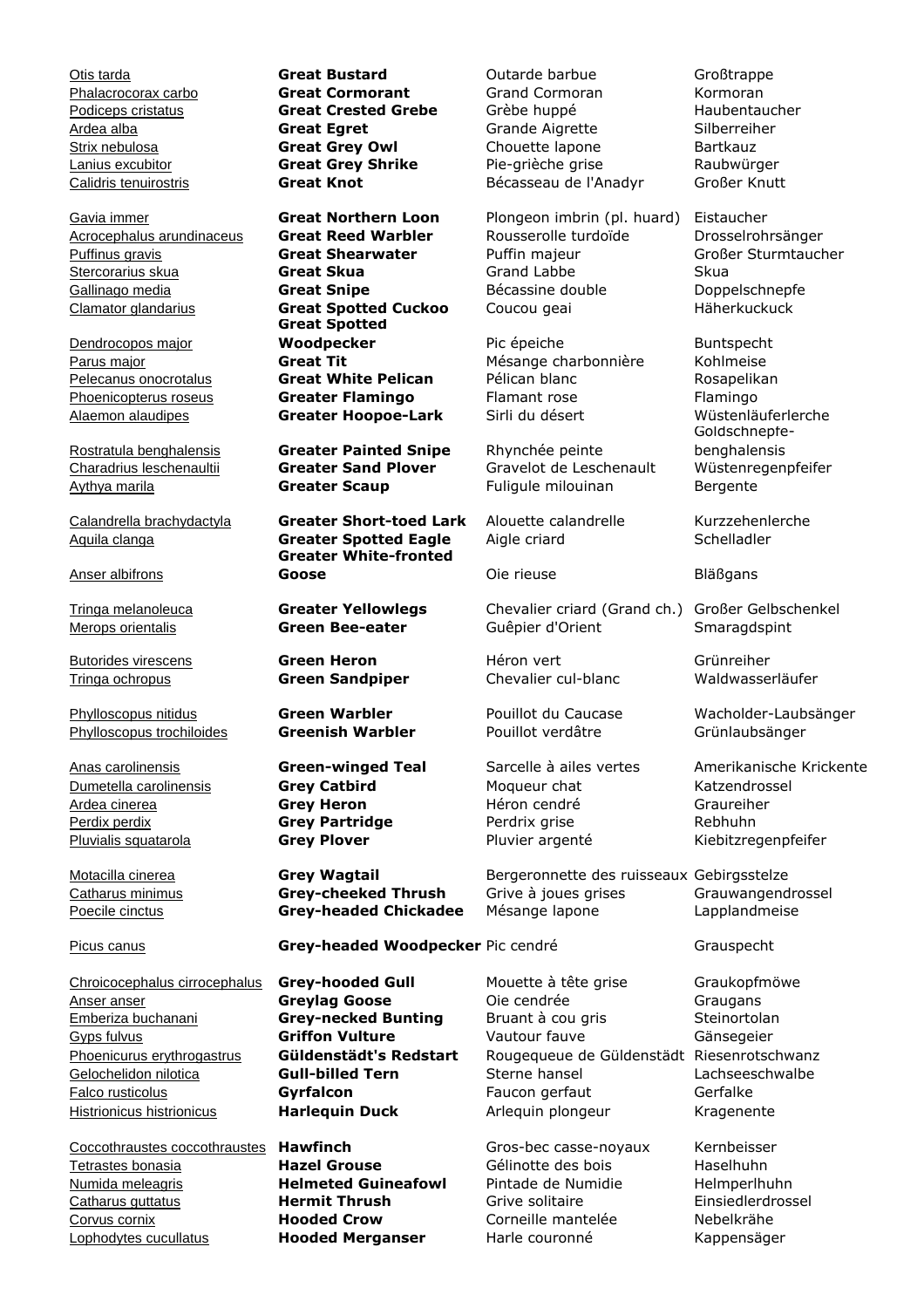| | | | |
|---|---|---|---|
| Otis tarda | **Great Bustard** | Outarde barbue | Großtrappe |
| Phalacrocorax carbo | **Great Cormorant** | Grand Cormoran | Kormoran |
| Podiceps cristatus | **Great Crested Grebe** | Grèbe huppé | Haubentaucher |
| Ardea alba | **Great Egret** | Grande Aigrette | Silberreiher |
| Strix nebulosa | **Great Grey Owl** | Chouette lapone | Bartkauz |
| Lanius excubitor | **Great Grey Shrike** | Pie-grièche grise | Raubwürger |
| Calidris tenuirostris | **Great Knot** | Bécasseau de l'Anadyr | Großer Knutt |
| Gavia immer | **Great Northern Loon** | Plongeon imbrin (pl. huard) | Eistaucher |
| Acrocephalus arundinaceus | **Great Reed Warbler** | Rousserolle turdoïde | Drosselrohrsänger |
| Puffinus gravis | **Great Shearwater** | Puffin majeur | Großer Sturmtaucher |
| Stercorarius skua | **Great Skua** | Grand Labbe | Skua |
| Gallinago media | **Great Snipe** | Bécassine double | Doppelschnepfe |
| Clamator glandarius | **Great Spotted Cuckoo** | Coucou geai | Häherkuckuck |
| Dendrocopos major | **Great Spotted Woodpecker** | Pic épeiche | Buntspecht |
| Parus major | **Great Tit** | Mésange charbonnière | Kohlmeise |
| Pelecanus onocrotalus | **Great White Pelican** | Pélican blanc | Rosapelikan |
| Phoenicopterus roseus | **Greater Flamingo** | Flamant rose | Flamingo |
| Alaemon alaudipes | **Greater Hoopoe-Lark** | Sirli du désert | Wüstenläuferlerche |
| Rostratula benghalensis | **Greater Painted Snipe** | Rhynchée peinte | Goldschnepfe-benghalensis |
| Charadrius leschenaultii | **Greater Sand Plover** | Gravelot de Leschenault | Wüstenregenpfeifer |
| Aythya marila | **Greater Scaup** | Fuligule milouinan | Bergente |
| Calandrella brachydactyla | **Greater Short-toed Lark** | Alouette calandrelle | Kurzzehenlerche |
| Aquila clanga | **Greater Spotted Eagle** | Aigle criard | Schelladler |
| Anser albifrons | **Greater White-fronted Goose** | Oie rieuse | Bläßgans |
| Tringa melanoleuca | **Greater Yellowlegs** | Chevalier criard (Grand ch.) | Großer Gelbschenkel |
| Merops orientalis | **Green Bee-eater** | Guêpier d'Orient | Smaragdspint |
| Butorides virescens | **Green Heron** | Héron vert | Grünreiher |
| Tringa ochropus | **Green Sandpiper** | Chevalier cul-blanc | Waldwasserläufer |
| Phylloscopus nitidus | **Green Warbler** | Pouillot du Caucase | Wacholder-Laubsänger |
| Phylloscopus trochiloides | **Greenish Warbler** | Pouillot verdâtre | Grünlaubsänger |
| Anas carolinensis | **Green-winged Teal** | Sarcelle à ailes vertes | Amerikanische Krickente |
| Dumetella carolinensis | **Grey Catbird** | Moqueur chat | Katzendrossel |
| Ardea cinerea | **Grey Heron** | Héron cendré | Graureiher |
| Perdix perdix | **Grey Partridge** | Perdrix grise | Rebhuhn |
| Pluvialis squatarola | **Grey Plover** | Pluvier argenté | Kiebitzregenpfeifer |
| Motacilla cinerea | **Grey Wagtail** | Bergeronnette des ruisseaux | Gebirgsstelze |
| Catharus minimus | **Grey-cheeked Thrush** | Grive à joues grises | Grauwangendrossel |
| Poecile cinctus | **Grey-headed Chickadee** | Mésange lapone | Lapplandmeise |
| Picus canus | **Grey-headed Woodpecker** | Pic cendré | Grauspecht |
| Chroicocephalus cirrocephalus | **Grey-hooded Gull** | Mouette à tête grise | Graukopfmöwe |
| Anser anser | **Greylag Goose** | Oie cendrée | Graugans |
| Emberiza buchanani | **Grey-necked Bunting** | Bruant à cou gris | Steinortolan |
| Gyps fulvus | **Griffon Vulture** | Vautour fauve | Gänsegeier |
| Phoenicurus erythrogastrus | **Güldenstädt's Redstart** | Rougequeue de Güldenstädt | Riesenrotschwanz |
| Gelochelidon nilotica | **Gull-billed Tern** | Sterne hansel | Lachseeschwalbe |
| Falco rusticolus | **Gyrfalcon** | Faucon gerfaut | Gerfalke |
| Histrionicus histrionicus | **Harlequin Duck** | Arlequin plongeur | Kragenente |
| Coccothraustes coccothraustes | **Hawfinch** | Gros-bec casse-noyaux | Kernbeisser |
| Tetrastes bonasia | **Hazel Grouse** | Gélinotte des bois | Haselhuhn |
| Numida meleagris | **Helmeted Guineafowl** | Pintade de Numidie | Helmperlhuhn |
| Catharus guttatus | **Hermit Thrush** | Grive solitaire | Einsiedlerdrossel |
| Corvus cornix | **Hooded Crow** | Corneille mantelée | Nebelkrähe |
| Lophodytes cucullatus | **Hooded Merganser** | Harle couronné | Kappensäger |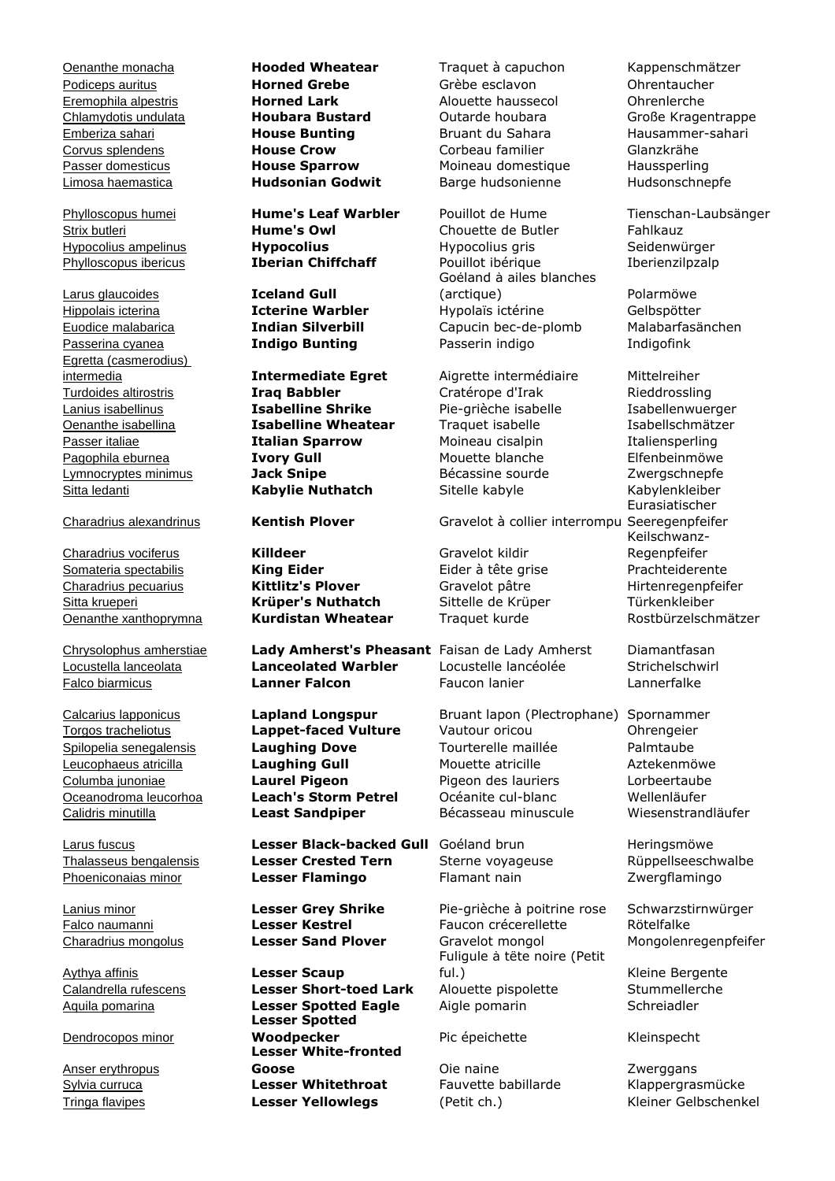| | | | |
|---|---|---|---|
| Oenanthe monacha | **Hooded Wheatear** | Traquet à capuchon | Kappenschmätzer |
| Podiceps auritus | **Horned Grebe** | Grèbe esclavon | Ohrentaucher |
| Eremophila alpestris | **Horned Lark** | Alouette haussecol | Ohrenlerche |
| Chlamydotis undulata | **Houbara Bustard** | Outarde houbara | Große Kragentrappe |
| Emberiza sahari | **House Bunting** | Bruant du Sahara | Hausammer-sahari |
| Corvus splendens | **House Crow** | Corbeau familier | Glanzkrähe |
| Passer domesticus | **House Sparrow** | Moineau domestique | Haussperling |
| Limosa haemastica | **Hudsonian Godwit** | Barge hudsonienne | Hudsonschnepfe |
| Phylloscopus humei | **Hume's Leaf Warbler** | Pouillot de Hume | Tienschan-Laubsänger |
| Strix butleri | **Hume's Owl** | Chouette de Butler | Fahlkauz |
| Hypocolius ampelinus | **Hypocolius** | Hypocolius gris | Seidenwürger |
| Phylloscopus ibericus | **Iberian Chiffchaff** | Pouillot ibérique | Iberienzilpzalp |
| Larus glaucoides | **Iceland Gull** | Goéland à ailes blanches (arctique) | Polarmöwe |
| Hippolais icterina | **Icterine Warbler** | Hypolaïs ictérine | Gelbspötter |
| Euodice malabarica | **Indian Silverbill** | Capucin bec-de-plomb | Malabarfasänchen |
| Passerina cyanea | **Indigo Bunting** | Passerin indigo | Indigofink |
| Egretta (casmerodius) intermedia | **Intermediate Egret** | Aigrette intermédiaire | Mittelreiher |
| Turdoides altirostris | **Iraq Babbler** | Cratérope d'Irak | Rieddrossling |
| Lanius isabellinus | **Isabelline Shrike** | Pie-grièche isabelle | Isabellenwuerger |
| Oenanthe isabellina | **Isabelline Wheatear** | Traquet isabelle | Isabellschmätzer |
| Passer italiae | **Italian Sparrow** | Moineau cisalpin | Italiensperling |
| Pagophila eburnea | **Ivory Gull** | Mouette blanche | Elfenbeinmöwe |
| Lymnocryptes minimus | **Jack Snipe** | Bécassine sourde | Zwergschnepfe |
| Sitta ledanti | **Kabylie Nuthatch** | Sitelle kabyle | Kabylenkleiber |
| Charadrius alexandrinus | **Kentish Plover** | Gravelot à collier interrompu | Eurasiatischer Seeregenpfeifer |
| Charadrius vociferus | **Killdeer** | Gravelot kildir | Keilschwanz-Regenpfeifer |
| Somateria spectabilis | **King Eider** | Eider à tête grise | Prachteiderente |
| Charadrius pecuarius | **Kittlitz's Plover** | Gravelot pâtre | Hirtenregenpfeifer |
| Sitta krueperi | **Krüper's Nuthatch** | Sittelle de Krüper | Türkenkleiber |
| Oenanthe xanthoprymna | **Kurdistan Wheatear** | Traquet kurde | Rostbürzelschmätzer |
| Chrysolophus amherstiae | **Lady Amherst's Pheasant** | Faisan de Lady Amherst | Diamantfasan |
| Locustella lanceolata | **Lanceolated Warbler** | Locustelle lancéolée | Strichelschwirl |
| Falco biarmicus | **Lanner Falcon** | Faucon lanier | Lannerfalke |
| Calcarius lapponicus | **Lapland Longspur** | Bruant lapon (Plectrophane) | Spornammer |
| Torgos tracheliotus | **Lappet-faced Vulture** | Vautour oricou | Ohrengeier |
| Spilopelia senegalensis | **Laughing Dove** | Tourterelle maillée | Palmtaube |
| Leucophaeus atricilla | **Laughing Gull** | Mouette atricille | Aztekenmöwe |
| Columba junoniae | **Laurel Pigeon** | Pigeon des lauriers | Lorbeertaube |
| Oceanodroma leucorhoa | **Leach's Storm Petrel** | Océanite cul-blanc | Wellenläufer |
| Calidris minutilla | **Least Sandpiper** | Bécasseau minuscule | Wiesenstrandläufer |
| Larus fuscus | **Lesser Black-backed Gull** | Goéland brun | Heringsmöwe |
| Thalasseus bengalensis | **Lesser Crested Tern** | Sterne voyageuse | Rüppellseeschwalbe |
| Phoeniconaias minor | **Lesser Flamingo** | Flamant nain | Zwergflamingo |
| Lanius minor | **Lesser Grey Shrike** | Pie-grièche à poitrine rose | Schwarzstirnwürger |
| Falco naumanni | **Lesser Kestrel** | Faucon crécerellette | Rötelfalke |
| Charadrius mongolus | **Lesser Sand Plover** | Gravelot mongol | Mongolenregenpfeifer |
| Aythya affinis | **Lesser Scaup** | Fuligule à tête noire (Petit ful.) | Kleine Bergente |
| Calandrella rufescens | **Lesser Short-toed Lark** | Alouette pispolette | Stummellerche |
| Aquila pomarina | **Lesser Spotted Eagle** | Aigle pomarin | Schreiadler |
| Dendrocopos minor | **Lesser Spotted Woodpecker** | Pic épeichette | Kleinspecht |
| Anser erythropus | **Lesser White-fronted Goose** | Oie naine | Zwerggans |
| Sylvia curruca | **Lesser Whitethroat** | Fauvette babillarde | Klappergrasmücke |
| Tringa flavipes | **Lesser Yellowlegs** | (Petit ch.) | Kleiner Gelbschenkel |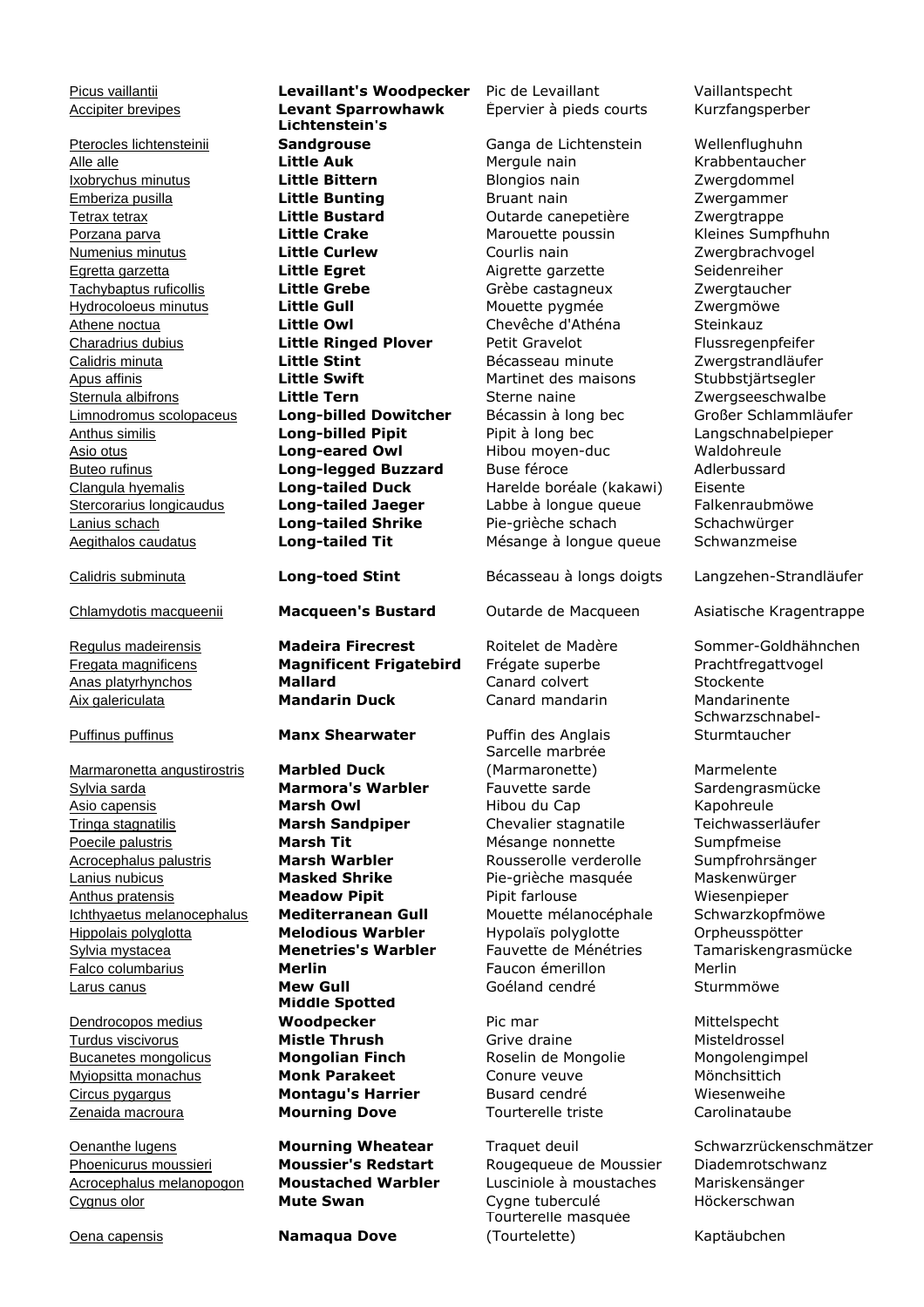| | | | |
|---|---|---|---|
| Picus vaillantii | **Levaillant's Woodpecker** | Pic de Levaillant | Vaillantspecht |
| Accipiter brevipes | **Levant Sparrowhawk** | Épervier à pieds courts | Kurzfangsperber |
| Pterocles lichtensteinii | **Lichtenstein's Sandgrouse** | Ganga de Lichtenstein | Wellenflughuhn |
| Alle alle | **Little Auk** | Mergule nain | Krabbentaucher |
| Ixobrychus minutus | **Little Bittern** | Blongios nain | Zwergdommel |
| Emberiza pusilla | **Little Bunting** | Bruant nain | Zwergammer |
| Tetrax tetrax | **Little Bustard** | Outarde canepetière | Zwergtrappe |
| Porzana parva | **Little Crake** | Marouette poussin | Kleines Sumpfhuhn |
| Numenius minutus | **Little Curlew** | Courlis nain | Zwergbrachvogel |
| Egretta garzetta | **Little Egret** | Aigrette garzette | Seidenreiher |
| Tachybaptus ruficollis | **Little Grebe** | Grèbe castagneux | Zwergtaucher |
| Hydrocoloeus minutus | **Little Gull** | Mouette pygmée | Zwergmöwe |
| Athene noctua | **Little Owl** | Chevêche d'Athéna | Steinkauz |
| Charadrius dubius | **Little Ringed Plover** | Petit Gravelot | Flussregenpfeifer |
| Calidris minuta | **Little Stint** | Bécasseau minute | Zwergstrandläufer |
| Apus affinis | **Little Swift** | Martinet des maisons | Stubbstjärtsegler |
| Sternula albifrons | **Little Tern** | Sterne naine | Zwergseeschwalbe |
| Limnodromus scolopaceus | **Long-billed Dowitcher** | Bécassin à long bec | Großer Schlammläufer |
| Anthus similis | **Long-billed Pipit** | Pipit à long bec | Langschnabelpieper |
| Asio otus | **Long-eared Owl** | Hibou moyen-duc | Waldohreule |
| Buteo rufinus | **Long-legged Buzzard** | Buse féroce | Adlerbussard |
| Clangula hyemalis | **Long-tailed Duck** | Harelde boréale (kakawi) | Eisente |
| Stercorarius longicaudus | **Long-tailed Jaeger** | Labbe à longue queue | Falkenraubmöwe |
| Lanius schach | **Long-tailed Shrike** | Pie-grièche schach | Schachwürger |
| Aegithalos caudatus | **Long-tailed Tit** | Mésange à longue queue | Schwanzmeise |
| Calidris subminuta | **Long-toed Stint** | Bécasseau à longs doigts | Langzehen-Strandläufer |
| Chlamydotis macqueenii | **Macqueen's Bustard** | Outarde de Macqueen | Asiatische Kragentrappe |
| Regulus madeirensis | **Madeira Firecrest** | Roitelet de Madère | Sommer-Goldhähnchen |
| Fregata magnificens | **Magnificent Frigatebird** | Frégate superbe | Prachtfregattvogel |
| Anas platyrhynchos | **Mallard** | Canard colvert | Stockente |
| Aix galericulata | **Mandarin Duck** | Canard mandarin | Mandarinente |
| Puffinus puffinus | **Manx Shearwater** | Puffin des Anglais | Schwarzschnabel-Sturmtaucher |
| Marmaronetta angustirostris | **Marbled Duck** | Sarcelle marbrée (Marmaronette) | Marmelente |
| Sylvia sarda | **Marmora's Warbler** | Fauvette sarde | Sardengrasmücke |
| Asio capensis | **Marsh Owl** | Hibou du Cap | Kapohreule |
| Tringa stagnatilis | **Marsh Sandpiper** | Chevalier stagnatile | Teichwasserläufer |
| Poecile palustris | **Marsh Tit** | Mésange nonnette | Sumpfmeise |
| Acrocephalus palustris | **Marsh Warbler** | Rousserolle verderolle | Sumpfrohrsänger |
| Lanius nubicus | **Masked Shrike** | Pie-grièche masquée | Maskenwürger |
| Anthus pratensis | **Meadow Pipit** | Pipit farlouse | Wiesenpieper |
| Ichthyaetus melanocephalus | **Mediterranean Gull** | Mouette mélanocéphale | Schwarzkopfmöwe |
| Hippolais polyglotta | **Melodious Warbler** | Hypolaïs polyglotte | Orpheusspötter |
| Sylvia mystacea | **Menetries's Warbler** | Fauvette de Ménétries | Tamariskengrasmücke |
| Falco columbarius | **Merlin** | Faucon émerillon | Merlin |
| Larus canus | **Mew Gull** | Goéland cendré | Sturmmöwe |
| Dendrocopos medius | **Middle Spotted Woodpecker** | Pic mar | Mittelspecht |
| Turdus viscivorus | **Mistle Thrush** | Grive draine | Misteldrossel |
| Bucanetes mongolicus | **Mongolian Finch** | Roselin de Mongolie | Mongolengimpel |
| Myiopsitta monachus | **Monk Parakeet** | Conure veuve | Mönchsittich |
| Circus pygargus | **Montagu's Harrier** | Busard cendré | Wiesenweihe |
| Zenaida macroura | **Mourning Dove** | Tourterelle triste | Carolinataube |
| Oenanthe lugens | **Mourning Wheatear** | Traquet deuil | Schwarzrückenschmätzer |
| Phoenicurus moussieri | **Moussier's Redstart** | Rougequeue de Moussier | Diademrotschwanz |
| Acrocephalus melanopogon | **Moustached Warbler** | Lusciniole à moustaches | Mariskensänger |
| Cygnus olor | **Mute Swan** | Cygne tuberculé | Höckerschwan |
| Oena capensis | **Namaqua Dove** | Tourterelle masquée (Tourtelette) | Kaptäubchen |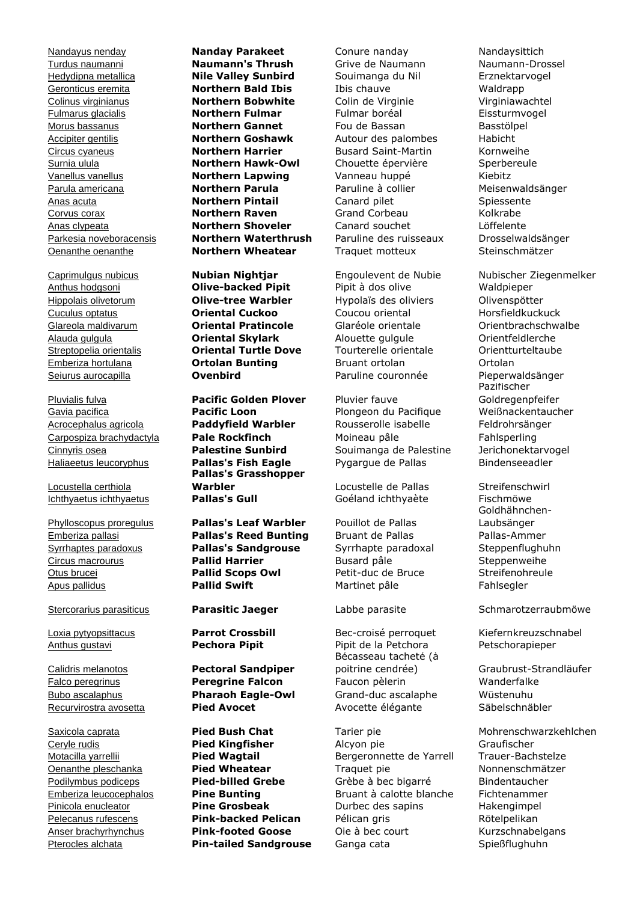| | | | |
|---|---|---|---|
| Nandayus nenday | **Nanday Parakeet** | Conure nanday | Nandaysittich |
| Turdus naumanni | **Naumann's Thrush** | Grive de Naumann | Naumann-Drossel |
| Hedydipna metallica | **Nile Valley Sunbird** | Souimanga du Nil | Erznektarvogel |
| Geronticus eremita | **Northern Bald Ibis** | Ibis chauve | Waldrapp |
| Colinus virginianus | **Northern Bobwhite** | Colin de Virginie | Virginiawachtel |
| Fulmarus glacialis | **Northern Fulmar** | Fulmar boréal | Eissturmvogel |
| Morus bassanus | **Northern Gannet** | Fou de Bassan | Basstölpel |
| Accipiter gentilis | **Northern Goshawk** | Autour des palombes | Habicht |
| Circus cyaneus | **Northern Harrier** | Busard Saint-Martin | Kornweihe |
| Surnia ulula | **Northern Hawk-Owl** | Chouette épervière | Sperbereule |
| Vanellus vanellus | **Northern Lapwing** | Vanneau huppé | Kiebitz |
| Parula americana | **Northern Parula** | Paruline à collier | Meisenwaldsänger |
| Anas acuta | **Northern Pintail** | Canard pilet | Spiessente |
| Corvus corax | **Northern Raven** | Grand Corbeau | Kolkrabe |
| Anas clypeata | **Northern Shoveler** | Canard souchet | Löffelente |
| Parkesia noveboracensis | **Northern Waterthrush** | Paruline des ruisseaux | Drosselwaldsänger |
| Oenanthe oenanthe | **Northern Wheatear** | Traquet motteux | Steinschmätzer |
| Caprimulgus nubicus | **Nubian Nightjar** | Engoulevent de Nubie | Nubischer Ziegenmelker |
| Anthus hodgsoni | **Olive-backed Pipit** | Pipit à dos olive | Waldpieper |
| Hippolais olivetorum | **Olive-tree Warbler** | Hypolaïs des oliviers | Olivenspötter |
| Cuculus optatus | **Oriental Cuckoo** | Coucou oriental | Horsfieldkuckuck |
| Glareola maldivarum | **Oriental Pratincole** | Glaréole orientale | Orientbrachschwalbe |
| Alauda gulgula | **Oriental Skylark** | Alouette gulgule | Orientfeldlerche |
| Streptopelia orientalis | **Oriental Turtle Dove** | Tourterelle orientale | Orientturteltaube |
| Emberiza hortulana | **Ortolan Bunting** | Bruant ortolan | Ortolan |
| Seiurus aurocapilla | **Ovenbird** | Paruline couronnée | Pieperwaldsänger |
| Pluvialis fulva | **Pacific Golden Plover** | Pluvier fauve | Pazifischer Goldregenpfeifer |
| Gavia pacifica | **Pacific Loon** | Plongeon du Pacifique | Weißnackentaucher |
| Acrocephalus agricola | **Paddyfield Warbler** | Rousserolle isabelle | Feldrohrsänger |
| Carpospiza brachydactyla | **Pale Rockfinch** | Moineau pâle | Fahlsperling |
| Cinnyris osea | **Palestine Sunbird** | Souimanga de Palestine | Jerichonektarvogel |
| Haliaeetus leucoryphus | **Pallas's Fish Eagle** | Pygargue de Pallas | Bindenseeadler |
| Locustella certhiola | **Pallas's Grasshopper Warbler** | Locustelle de Pallas | Streifenschwirl |
| Ichthyaetus ichthyaetus | **Pallas's Gull** | Goéland ichthyaète | Fischmöwe |
| Phylloscopus proregulus | **Pallas's Leaf Warbler** | Pouillot de Pallas | Goldhähnchen-Laubsänger |
| Emberiza pallasi | **Pallas's Reed Bunting** | Bruant de Pallas | Pallas-Ammer |
| Syrrhaptes paradoxus | **Pallas's Sandgrouse** | Syrrhapte paradoxal | Steppenflughuhn |
| Circus macrourus | **Pallid Harrier** | Busard pâle | Steppenweihe |
| Otus brucei | **Pallid Scops Owl** | Petit-duc de Bruce | Streifenohreule |
| Apus pallidus | **Pallid Swift** | Martinet pâle | Fahlsegler |
| Stercorarius parasiticus | **Parasitic Jaeger** | Labbe parasite | Schmarotzerraubmöwe |
| Loxia pytyopsittacus | **Parrot Crossbill** | Bec-croisé perroquet | Kiefernkreuzschnabel |
| Anthus gustavi | **Pechora Pipit** | Pipit de la Petchora | Petschorapieper |
| Calidris melanotos | **Pectoral Sandpiper** | Bécasseau tacheté (à poitrine cendrée) | Graubrust-Strandläufer |
| Falco peregrinus | **Peregrine Falcon** | Faucon pèlerin | Wanderfalke |
| Bubo ascalaphus | **Pharaoh Eagle-Owl** | Grand-duc ascalaphe | Wüstenuhu |
| Recurvirostra avosetta | **Pied Avocet** | Avocette élégante | Säbelschnäbler |
| Saxicola caprata | **Pied Bush Chat** | Tarier pie | Mohrenschwarzkehlchen |
| Ceryle rudis | **Pied Kingfisher** | Alcyon pie | Graufischer |
| Motacilla yarrellii | **Pied Wagtail** | Bergeronnette de Yarrell | Trauer-Bachstelze |
| Oenanthe pleschanka | **Pied Wheatear** | Traquet pie | Nonnenschmätzer |
| Podilymbus podiceps | **Pied-billed Grebe** | Grèbe à bec bigarré | Bindentaucher |
| Emberiza leucocephalos | **Pine Bunting** | Bruant à calotte blanche | Fichtenammer |
| Pinicola enucleator | **Pine Grosbeak** | Durbec des sapins | Hakengimpel |
| Pelecanus rufescens | **Pink-backed Pelican** | Pélican gris | Rötelpelikan |
| Anser brachyrhynchus | **Pink-footed Goose** | Oie à bec court | Kurzschnabelgans |
| Pterocles alchata | **Pin-tailed Sandgrouse** | Ganga cata | Spießflughuhn |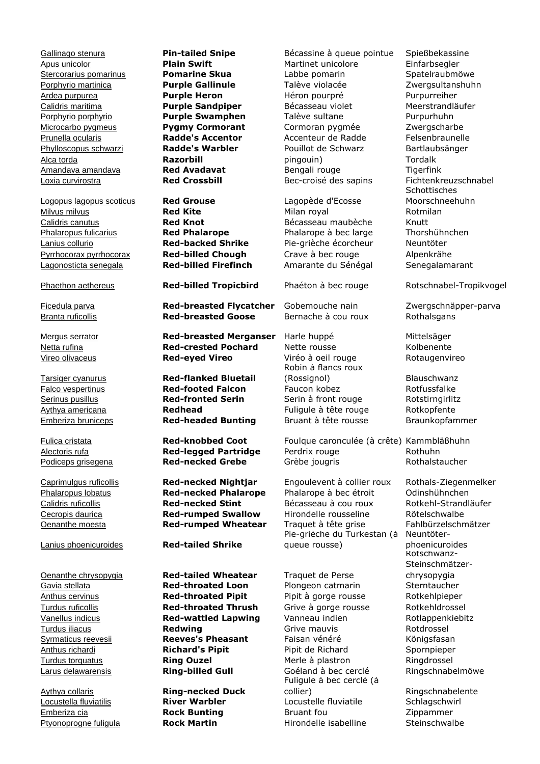| | | | |
|---|---|---|---|
| Gallinago stenura | **Pin-tailed Snipe** | Bécassine à queue pointue | Spießbekassine |
| Apus unicolor | **Plain Swift** | Martinet unicolore | Einfarbsegler |
| Stercorarius pomarinus | **Pomarine Skua** | Labbe pomarin | Spatelraubmöwe |
| Porphyrio martinica | **Purple Gallinule** | Talève violacée | Zwergsultanshuhn |
| Ardea purpurea | **Purple Heron** | Héron pourpré | Purpurreiher |
| Calidris maritima | **Purple Sandpiper** | Bécasseau violet | Meerstrandläufer |
| Porphyrio porphyrio | **Purple Swamphen** | Talève sultane | Purpurhuhn |
| Microcarbo pygmeus | **Pygmy Cormorant** | Cormoran pygmée | Zwergscharbe |
| Prunella ocularis | **Radde's Accentor** | Accenteur de Radde | Felsenbraunelle |
| Phylloscopus schwarzi | **Radde's Warbler** | Pouillot de Schwarz | Bartlaubsänger |
| Alca torda | **Razorbill** | pingouin) | Tordalk |
| Amandava amandava | **Red Avadavat** | Bengali rouge | Tigerfink |
| Loxia curvirostra | **Red Crossbill** | Bec-croisé des sapins | Fichtenkreuzschnabel |
| Logopus lagopus scoticus | **Red Grouse** | Lagopède d'Ecosse | Schottisches Moorschneehuhn |
| Milvus milvus | **Red Kite** | Milan royal | Rotmilan |
| Calidris canutus | **Red Knot** | Bécasseau maubèche | Knutt |
| Phalaropus fulicarius | **Red Phalarope** | Phalarope à bec large | Thorshühnchen |
| Lanius collurio | **Red-backed Shrike** | Pie-grièche écorcheur | Neuntöter |
| Pyrrhocorax pyrrhocorax | **Red-billed Chough** | Crave à bec rouge | Alpenkrähe |
| Lagonosticta senegala | **Red-billed Firefinch** | Amarante du Sénégal | Senegalamarant |
| Phaethon aethereus | **Red-billed Tropicbird** | Phaéton à bec rouge | Rotschnabel-Tropikvogel |
| Ficedula parva | **Red-breasted Flycatcher** | Gobemouche nain | Zwergschnäpper-parva |
| Branta ruficollis | **Red-breasted Goose** | Bernache à cou roux | Rothalsgans |
| Mergus serrator | **Red-breasted Merganser** | Harle huppé | Mittelsäger |
| Netta rufina | **Red-crested Pochard** | Nette rousse | Kolbenente |
| Vireo olivaceus | **Red-eyed Vireo** | Viréo à oeil rouge | Rotaugenvireo |
| Tarsiger cyanurus | **Red-flanked Bluetail** | Robin à flancs roux (Rossignol) | Blauschwanz |
| Falco vespertinus | **Red-footed Falcon** | Faucon kobez | Rotfussfalke |
| Serinus pusillus | **Red-fronted Serin** | Serin à front rouge | Rotstirngirlitz |
| Aythya americana | **Redhead** | Fuligule à tête rouge | Rotkopfente |
| Emberiza bruniceps | **Red-headed Bunting** | Bruant à tête rousse | Braunkopfammer |
| Fulica cristata | **Red-knobbed Coot** | Foulque caronculée (à crête) | Kammbläßhuhn |
| Alectoris rufa | **Red-legged Partridge** | Perdrix rouge | Rothuhn |
| Podiceps grisegena | **Red-necked Grebe** | Grèbe jougris | Rothalstaucher |
| Caprimulgus ruficollis | **Red-necked Nightjar** | Engoulevent à collier roux | Rothals-Ziegenmelker |
| Phalaropus lobatus | **Red-necked Phalarope** | Phalarope à bec étroit | Odinshühnchen |
| Calidris ruficollis | **Red-necked Stint** | Bécasseau à cou roux | Rotkehl-Strandläufer |
| Cecropis daurica | **Red-rumped Swallow** | Hirondelle rousseline | Rötelschwalbe |
| Oenanthe moesta | **Red-rumped Wheatear** | Traquet à tête grise | Fahlbürzelschmätzer |
| Lanius phoenicuroides | **Red-tailed Shrike** | Pie-grièche du Turkestan (à queue rousse) | Neuntöter-phoenicuroides |
| Oenanthe chrysopygia | **Red-tailed Wheatear** | Traquet de Perse | Rotschwanz-Steinschmätzer-chrysopygia |
| Gavia stellata | **Red-throated Loon** | Plongeon catmarin | Sterntaucher |
| Anthus cervinus | **Red-throated Pipit** | Pipit à gorge rousse | Rotkehlpieper |
| Turdus ruficollis | **Red-throated Thrush** | Grive à gorge rousse | Rotkehldrossel |
| Vanellus indicus | **Red-wattled Lapwing** | Vanneau indien | Rotlappenkiebitz |
| Turdus iliacus | **Redwing** | Grive mauvis | Rotdrossel |
| Syrmaticus reevesii | **Reeves's Pheasant** | Faisan vénéré | Königsfasan |
| Anthus richardi | **Richard's Pipit** | Pipit de Richard | Spornpieper |
| Turdus torquatus | **Ring Ouzel** | Merle à plastron | Ringdrossel |
| Larus delawarensis | **Ring-billed Gull** | Goéland à bec cerclé | Ringschnabelmöwe |
| Aythya collaris | **Ring-necked Duck** | Fuligule à bec cerclé (à collier) | Ringschnabelente |
| Locustella fluviatilis | **River Warbler** | Locustelle fluviatile | Schlagschwirl |
| Emberiza cia | **Rock Bunting** | Bruant fou | Zippammer |
| Ptyonoprogne fuligula | **Rock Martin** | Hirondelle isabelline | Steinschwalbe |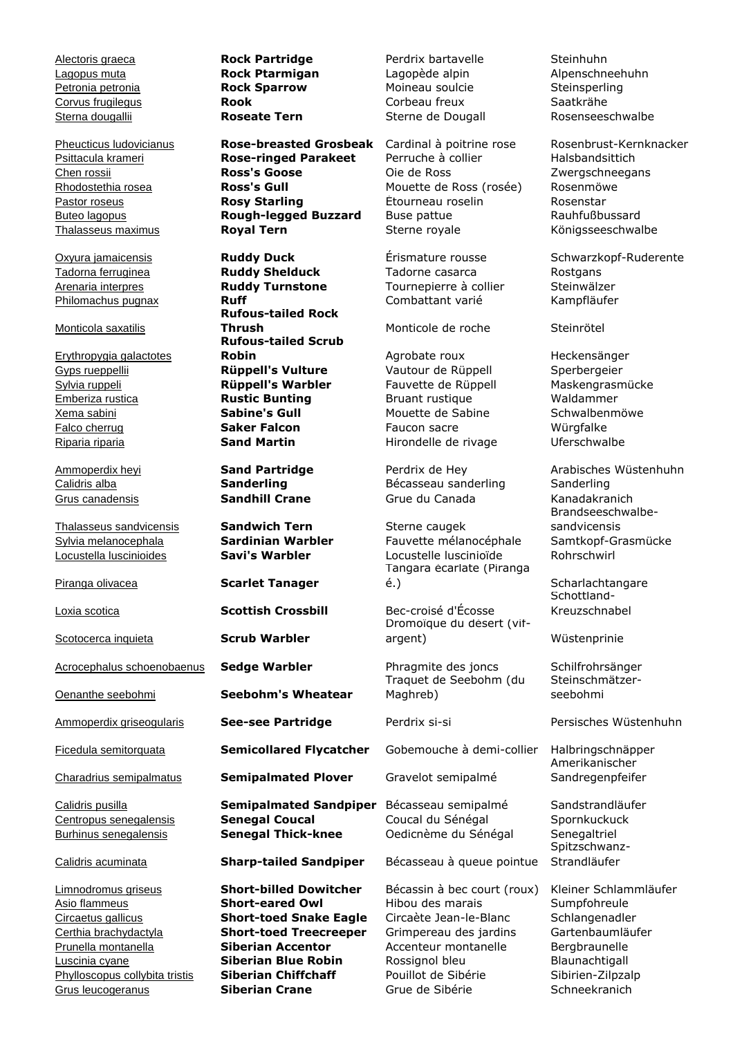| | | | |
|---|---|---|---|
| Alectoris graeca | **Rock Partridge** | Perdrix bartavelle | Steinhuhn |
| Lagopus muta | **Rock Ptarmigan** | Lagopède alpin | Alpenschneehuhn |
| Petronia petronia | **Rock Sparrow** | Moineau soulcie | Steinsperling |
| Corvus frugilegus | **Rook** | Corbeau freux | Saatkrähe |
| Sterna dougallii | **Roseate Tern** | Sterne de Dougall | Rosenseeschwalbe |
| Pheucticus ludovicianus | **Rose-breasted Grosbeak** | Cardinal à poitrine rose | Rosenbrust-Kernknacker |
| Psittacula krameri | **Rose-ringed Parakeet** | Perruche à collier | Halsbandsittich |
| Chen rossii | **Ross's Goose** | Oie de Ross | Zwergschneegans |
| Rhodostethia rosea | **Ross's Gull** | Mouette de Ross (rosée) | Rosenmöwe |
| Pastor roseus | **Rosy Starling** | Étourneau roselin | Rosenstar |
| Buteo lagopus | **Rough-legged Buzzard** | Buse pattue | Rauhfußbussard |
| Thalasseus maximus | **Royal Tern** | Sterne royale | Königsseeschwalbe |
| Oxyura jamaicensis | **Ruddy Duck** | Érismature rousse | Schwarzkopf-Ruderente |
| Tadorna ferruginea | **Ruddy Shelduck** | Tadorne casarca | Rostgans |
| Arenaria interpres | **Ruddy Turnstone** | Tournepierre à collier | Steinwälzer |
| Philomachus pugnax | **Ruff** | Combattant varié | Kampfläufer |
| Monticola saxatilis | **Rufous-tailed Rock Thrush** | Monticole de roche | Steinrötel |
| Erythropygia galactotes | **Rufous-tailed Scrub Robin** | Agrobate roux | Heckensänger |
| Gyps rueppellii | **Rüppell's Vulture** | Vautour de Rüppell | Sperbergeier |
| Sylvia ruppeli | **Rüppell's Warbler** | Fauvette de Rüppell | Maskengrasmücke |
| Emberiza rustica | **Rustic Bunting** | Bruant rustique | Waldammer |
| Xema sabini | **Sabine's Gull** | Mouette de Sabine | Schwalbenmöwe |
| Falco cherrug | **Saker Falcon** | Faucon sacre | Würgfalke |
| Riparia riparia | **Sand Martin** | Hirondelle de rivage | Uferschwalbe |
| Ammoperdix heyi | **Sand Partridge** | Perdrix de Hey | Arabisches Wüstenhuhn |
| Calidris alba | **Sanderling** | Bécasseau sanderling | Sanderling |
| Grus canadensis | **Sandhill Crane** | Grue du Canada | Kanadakranich |
| Thalasseus sandvicensis | **Sandwich Tern** | Sterne caugek | Brandseeschwalbe-sandvicensis |
| Sylvia melanocephala | **Sardinian Warbler** | Fauvette mélanocéphale | Samtkopf-Grasmücke |
| Locustella luscinioides | **Savi's Warbler** | Locustelle luscinioïde | Rohrschwirl |
| Piranga olivacea | **Scarlet Tanager** | Tangara écarlate (Piranga é.) | Scharlachtangare |
| Loxia scotica | **Scottish Crossbill** | Bec-croisé d'Écosse | Schottland-Kreuzschnabel |
| Scotocerca inquieta | **Scrub Warbler** | Dromoïque du désert (vif-argent) | Wüstenprinie |
| Acrocephalus schoenobaenus | **Sedge Warbler** | Phragmite des joncs | Schilfrohrsänger |
| Oenanthe seebohmi | **Seebohm's Wheatear** | Traquet de Seebohm (du Maghreb) | Steinschmätzer-seebohmi |
| Ammoperdix griseogularis | **See-see Partridge** | Perdrix si-si | Persisches Wüstenhuhn |
| Ficedula semitorquata | **Semicollared Flycatcher** | Gobemouche à demi-collier | Halbringschnäpper |
| Charadrius semipalmatus | **Semipalmated Plover** | Gravelot semipalmé | Amerikanischer Sandregenpfeifer |
| Calidris pusilla | **Semipalmated Sandpiper** | Bécasseau semipalmé | Sandstrandläufer |
| Centropus senegalensis | **Senegal Coucal** | Coucal du Sénégal | Spornkuckuck |
| Burhinus senegalensis | **Senegal Thick-knee** | Oedicnème du Sénégal | Senegaltriel |
| Calidris acuminata | **Sharp-tailed Sandpiper** | Bécasseau à queue pointue | Spitzschwanz-Strandläufer |
| Limnodromus griseus | **Short-billed Dowitcher** | Bécassin à bec court (roux) | Kleiner Schlammläufer |
| Asio flammeus | **Short-eared Owl** | Hibou des marais | Sumpfohreule |
| Circaetus gallicus | **Short-toed Snake Eagle** | Circaète Jean-le-Blanc | Schlangenadler |
| Certhia brachydactyla | **Short-toed Treecreeper** | Grimpereau des jardins | Gartenbaumläufer |
| Prunella montanella | **Siberian Accentor** | Accenteur montanelle | Bergbraunelle |
| Luscinia cyane | **Siberian Blue Robin** | Rossignol bleu | Blaunachtigall |
| Phylloscopus collybita tristis | **Siberian Chiffchaff** | Pouillot de Sibérie | Sibirien-Zilpzalp |
| Grus leucogeranus | **Siberian Crane** | Grue de Sibérie | Schneekranich |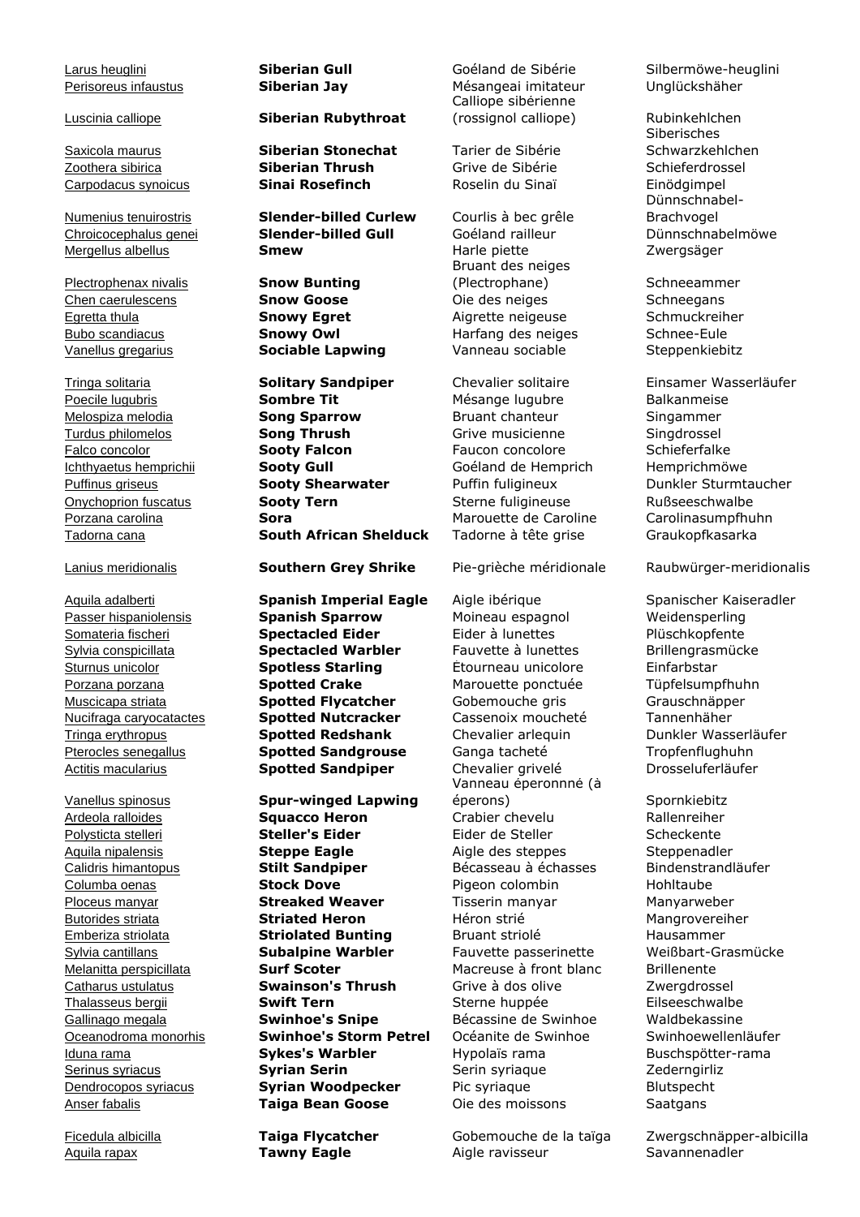| | | | |
|---|---|---|---|
| Larus heuglini | **Siberian Gull** | Goéland de Sibérie | Silbermöwe-heuglini |
| Perisoreus infaustus | **Siberian Jay** | Mésangeai imitateur | Unglückshäher |
| Luscinia calliope | **Siberian Rubythroat** | Calliope sibérienne (rossignol calliope) | Rubinkehlchen Siberisches |
| Saxicola maurus | **Siberian Stonechat** | Tarier de Sibérie | Schwarzkehlchen |
| Zoothera sibirica | **Siberian Thrush** | Grive de Sibérie | Schieferdrossel |
| Carpodacus synoicus | **Sinai Rosefinch** | Roselin du Sinaï | Einödgimpel |
| Numenius tenuirostris | **Slender-billed Curlew** | Courlis à bec grêle | Dünnschnabel-Brachvogel |
| Chroicocephalus genei | **Slender-billed Gull** | Goéland railleur | Dünnschnabelmöwe |
| Mergellus albellus | **Smew** | Harle piette | Zwergsäger |
| Plectrophenax nivalis | **Snow Bunting** | Bruant des neiges (Plectrophane) | Schneeammer |
| Chen caerulescens | **Snow Goose** | Oie des neiges | Schneegans |
| Egretta thula | **Snowy Egret** | Aigrette neigeuse | Schmuckreiher |
| Bubo scandiacus | **Snowy Owl** | Harfang des neiges | Schnee-Eule |
| Vanellus gregarius | **Sociable Lapwing** | Vanneau sociable | Steppenkiebitz |
| Tringa solitaria | **Solitary Sandpiper** | Chevalier solitaire | Einsamer Wasserläufer |
| Poecile lugubris | **Sombre Tit** | Mésange lugubre | Balkanmeise |
| Melospiza melodia | **Song Sparrow** | Bruant chanteur | Singammer |
| Turdus philomelos | **Song Thrush** | Grive musicienne | Singdrossel |
| Falco concolor | **Sooty Falcon** | Faucon concolore | Schieferfalke |
| Ichthyaetus hemprichii | **Sooty Gull** | Goéland de Hemprich | Hemprichmöwe |
| Puffinus griseus | **Sooty Shearwater** | Puffin fuligineux | Dunkler Sturmtaucher |
| Onychoprion fuscatus | **Sooty Tern** | Sterne fuligineuse | Rußseeschwalbe |
| Porzana carolina | **Sora** | Marouette de Caroline | Carolinasumpfhuhn |
| Tadorna cana | **South African Shelduck** | Tadorne à tête grise | Graukopfkasarka |
| Lanius meridionalis | **Southern Grey Shrike** | Pie-grièche méridionale | Raubwürger-meridionalis |
| Aquila adalberti | **Spanish Imperial Eagle** | Aigle ibérique | Spanischer Kaiseradler |
| Passer hispaniolensis | **Spanish Sparrow** | Moineau espagnol | Weidensperling |
| Somateria fischeri | **Spectacled Eider** | Eider à lunettes | Plüschkopfente |
| Sylvia conspicillata | **Spectacled Warbler** | Fauvette à lunettes | Brillengrasmücke |
| Sturnus unicolor | **Spotless Starling** | Étourneau unicolore | Einfarbstar |
| Porzana porzana | **Spotted Crake** | Marouette ponctuée | Tüpfelsumpfhuhn |
| Muscicapa striata | **Spotted Flycatcher** | Gobemouche gris | Grauschnäpper |
| Nucifraga caryocatactes | **Spotted Nutcracker** | Cassenoix moucheté | Tannenhäher |
| Tringa erythropus | **Spotted Redshank** | Chevalier arlequin | Dunkler Wasserläufer |
| Pterocles senegallus | **Spotted Sandgrouse** | Ganga tacheté | Tropfenflughuhn |
| Actitis macularius | **Spotted Sandpiper** | Chevalier grivelé | Drosseluferläufer |
| Vanellus spinosus | **Spur-winged Lapwing** | Vanneau éperonnné (à éperons) | Spornkiebitz |
| Ardeola ralloides | **Squacco Heron** | Crabier chevelu | Rallenreiher |
| Polysticta stelleri | **Steller's Eider** | Eider de Steller | Scheckente |
| Aquila nipalensis | **Steppe Eagle** | Aigle des steppes | Steppenadler |
| Calidris himantopus | **Stilt Sandpiper** | Bécasseau à échasses | Bindenstrandläufer |
| Columba oenas | **Stock Dove** | Pigeon colombin | Hohltaube |
| Ploceus manyar | **Streaked Weaver** | Tisserin manyar | Manyarweber |
| Butorides striata | **Striated Heron** | Héron strié | Mangrovereiher |
| Emberiza striolata | **Striolated Bunting** | Bruant striolé | Hausammer |
| Sylvia cantillans | **Subalpine Warbler** | Fauvette passerinette | Weißbart-Grasmücke |
| Melanitta perspicillata | **Surf Scoter** | Macreuse à front blanc | Brillenente |
| Catharus ustulatus | **Swainson's Thrush** | Grive à dos olive | Zwergdrossel |
| Thalasseus bergii | **Swift Tern** | Sterne huppée | Eilseeschwalbe |
| Gallinago megala | **Swinhoe's Snipe** | Bécassine de Swinhoe | Waldbekassine |
| Oceanodroma monorhis | **Swinhoe's Storm Petrel** | Océanite de Swinhoe | Swinhoewellenläufer |
| Iduna rama | **Sykes's Warbler** | Hypolaïs rama | Buschspötter-rama |
| Serinus syriacus | **Syrian Serin** | Serin syriaque | Zederngirliz |
| Dendrocopos syriacus | **Syrian Woodpecker** | Pic syriaque | Blutspecht |
| Anser fabalis | **Taiga Bean Goose** | Oie des moissons | Saatgans |
| Ficedula albicilla | **Taiga Flycatcher** | Gobemouche de la taïga | Zwergschnäpper-albicilla |
| Aquila rapax | **Tawny Eagle** | Aigle ravisseur | Savannenadler |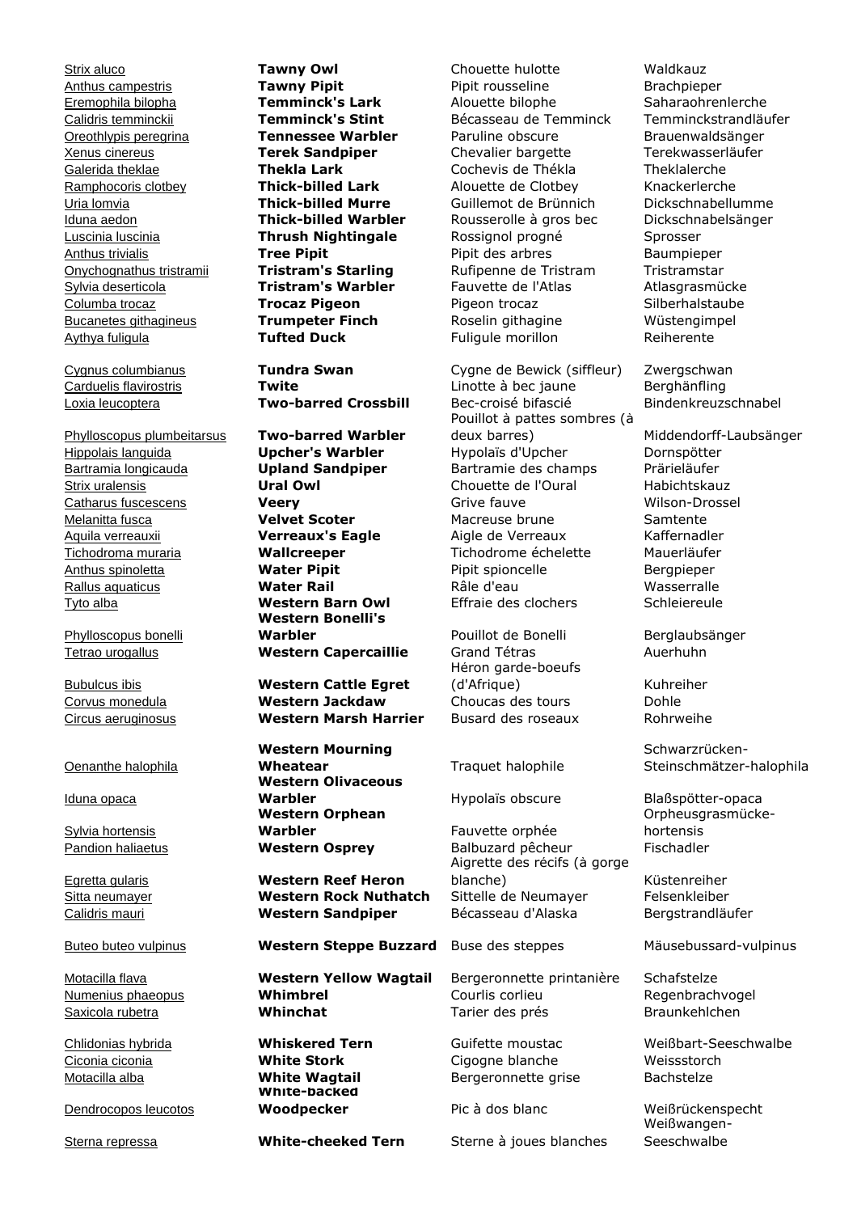| | | | |
|---|---|---|---|
| Strix aluco | **Tawny Owl** | Chouette hulotte | Waldkauz |
| Anthus campestris | **Tawny Pipit** | Pipit rousseline | Brachpieper |
| Eremophila bilopha | **Temminck's Lark** | Alouette bilophe | Saharaohrenlerche |
| Calidris temminckii | **Temminck's Stint** | Bécasseau de Temminck | Temminckstrandläufer |
| Oreothlypis peregrina | **Tennessee Warbler** | Paruline obscure | Brauenwaldsänger |
| Xenus cinereus | **Terek Sandpiper** | Chevalier bargette | Terekwasserläufer |
| Galerida theklae | **Thekla Lark** | Cochevis de Thékla | Theklalerche |
| Ramphocoris clotbey | **Thick-billed Lark** | Alouette de Clotbey | Knackerlerche |
| Uria lomvia | **Thick-billed Murre** | Guillemot de Brünnich | Dickschnabellumme |
| Iduna aedon | **Thick-billed Warbler** | Rousserolle à gros bec | Dickschnabelsänger |
| Luscinia luscinia | **Thrush Nightingale** | Rossignol progné | Sprosser |
| Anthus trivialis | **Tree Pipit** | Pipit des arbres | Baumpieper |
| Onychognathus tristramii | **Tristram's Starling** | Rufipenne de Tristram | Tristramstar |
| Sylvia deserticola | **Tristram's Warbler** | Fauvette de l'Atlas | Atlasgrasmücke |
| Columba trocaz | **Trocaz Pigeon** | Pigeon trocaz | Silberhalstaube |
| Bucanetes githagineus | **Trumpeter Finch** | Roselin githagine | Wüstengimpel |
| Aythya fuligula | **Tufted Duck** | Fuligule morillon | Reiherente |
| Cygnus columbianus | **Tundra Swan** | Cygne de Bewick (siffleur) | Zwergschwan |
| Carduelis flavirostris | **Twite** | Linotte à bec jaune | Berghänfling |
| Loxia leucoptera | **Two-barred Crossbill** | Bec-croisé bifascié | Bindenkreuzschnabel |
| Phylloscopus plumbeitarsus | **Two-barred Warbler** | Pouillot à pattes sombres (à deux barres) | Middendorff-Laubsänger |
| Hippolais languida | **Upcher's Warbler** | Hypolaïs d'Upcher | Dornspötter |
| Bartramia longicauda | **Upland Sandpiper** | Bartramie des champs | Prärieläufer |
| Strix uralensis | **Ural Owl** | Chouette de l'Oural | Habichtskauz |
| Catharus fuscescens | **Veery** | Grive fauve | Wilson-Drossel |
| Melanitta fusca | **Velvet Scoter** | Macreuse brune | Samtente |
| Aquila verreauxii | **Verreaux's Eagle** | Aigle de Verreaux | Kaffernadler |
| Tichodroma muraria | **Wallcreeper** | Tichodrome échelette | Mauerläufer |
| Anthus spinoletta | **Water Pipit** | Pipit spioncelle | Bergpieper |
| Rallus aquaticus | **Water Rail** | Râle d'eau | Wasserralle |
| Tyto alba | **Western Barn Owl** | Effraie des clochers | Schleiereule |
| Phylloscopus bonelli | **Western Bonelli's Warbler** | Pouillot de Bonelli | Berglaubsänger |
| Tetrao urogallus | **Western Capercaillie** | Grand Tétras | Auerhuhn |
| Bubulcus ibis | **Western Cattle Egret** | Héron garde-boeufs (d'Afrique) | Kuhreiher |
| Corvus monedula | **Western Jackdaw** | Choucas des tours | Dohle |
| Circus aeruginosus | **Western Marsh Harrier** | Busard des roseaux | Rohrweihe |
| Oenanthe halophila | **Western Mourning Wheatear** | Traquet halophile | Schwarzrücken-Steinschmätzer-halophila |
| Iduna opaca | **Western Olivaceous Warbler** | Hypolaïs obscure | Blaßspötter-opaca |
| Sylvia hortensis | **Western Orphean Warbler** | Fauvette orphée | Orpheusgrasmücke-hortensis |
| Pandion haliaetus | **Western Osprey** | Balbuzard pêcheur | Fischadler |
| Egretta gularis | **Western Reef Heron** | Aigrette des récifs (à gorge blanche) | Küstenreiher |
| Sitta neumayer | **Western Rock Nuthatch** | Sittelle de Neumayer | Felsenkleiber |
| Calidris mauri | **Western Sandpiper** | Bécasseau d'Alaska | Bergstrandläufer |
| Buteo buteo vulpinus | **Western Steppe Buzzard** | Buse des steppes | Mäusebussard-vulpinus |
| Motacilla flava | **Western Yellow Wagtail** | Bergeronnette printanière | Schafstelze |
| Numenius phaeopus | **Whimbrel** | Courlis corlieu | Regenbrachvogel |
| Saxicola rubetra | **Whinchat** | Tarier des prés | Braunkehlchen |
| Chlidonias hybrida | **Whiskered Tern** | Guifette moustac | Weißbart-Seeschwalbe |
| Ciconia ciconia | **White Stork** | Cigogne blanche | Weissstorch |
| Motacilla alba | **White Wagtail** | Bergeronnette grise | Bachstelze |
| Dendrocopos leucotos | **White-backed Woodpecker** | Pic à dos blanc | Weißrückenspecht |
| Sterna repressa | **White-cheeked Tern** | Sterne à joues blanches | Weißwangen-Seeschwalbe |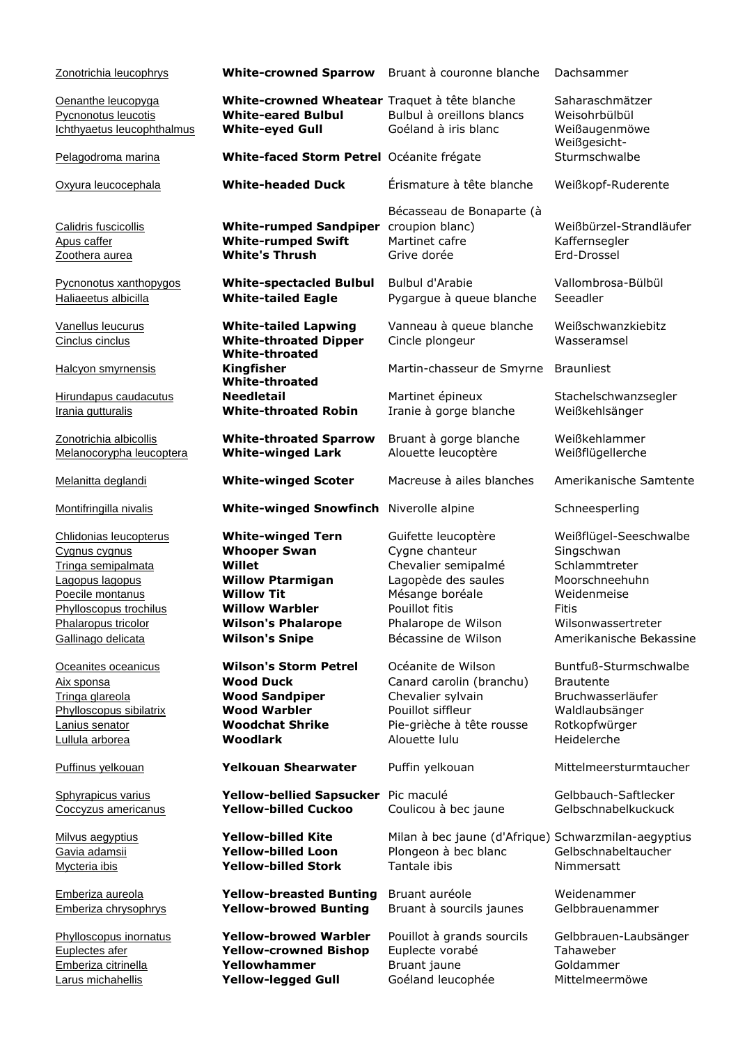| | | | |
|---|---|---|---|
| Zonotrichia leucophrys | **White-crowned Sparrow** | Bruant à couronne blanche | Dachsammer |
| Oenanthe leucopyga | **White-crowned Wheatear** | Traquet à tête blanche | Saharaschmätzer |
| Pycnonotus leucotis | **White-eared Bulbul** | Bulbul à oreillons blancs | Weisohrbülbül |
| Ichthyaetus leucophthalmus | **White-eyed Gull** | Goéland à iris blanc | Weißaugenmöwe |
| Pelagodroma marina | **White-faced Storm Petrel** | Océanite frégate | Weißgesicht-Sturmschwalbe |
| Oxyura leucocephala | **White-headed Duck** | Érismature à tête blanche | Weißkopf-Ruderente |
| Calidris fuscicollis | **White-rumped Sandpiper** | Bécasseau de Bonaparte (à croupion blanc) | Weißbürzel-Strandläufer |
| Apus caffer | **White-rumped Swift** | Martinet cafre | Kaffernsegler |
| Zoothera aurea | **White's Thrush** | Grive dorée | Erd-Drossel |
| Pycnonotus xanthopygos | **White-spectacled Bulbul** | Bulbul d'Arabie | Vallombrosa-Bülbül |
| Haliaeetus albicilla | **White-tailed Eagle** | Pygargue à queue blanche | Seeadler |
| Vanellus leucurus | **White-tailed Lapwing** | Vanneau à queue blanche | Weißschwanzkiebitz |
| Cinclus cinclus | **White-throated Dipper** | Cincle plongeur | Wasseramsel |
| Halcyon smyrnensis | **White-throated Kingfisher** | Martin-chasseur de Smyrne | Braunliest |
| Hirundapus caudacutus | **White-throated Needletail** | Martinet épineux | Stachelschwanzsegler |
| Irania gutturalis | **White-throated Robin** | Iranie à gorge blanche | Weißkehlsänger |
| Zonotrichia albicollis | **White-throated Sparrow** | Bruant à gorge blanche | Weißkehlammer |
| Melanocorypha leucoptera | **White-winged Lark** | Alouette leucoptère | Weißflügellerche |
| Melanitta deglandi | **White-winged Scoter** | Macreuse à ailes blanches | Amerikanische Samtente |
| Montifringilla nivalis | **White-winged Snowfinch** | Niverolle alpine | Schneesperling |
| Chlidonias leucopterus | **White-winged Tern** | Guifette leucoptère | Weißflügel-Seeschwalbe |
| Cygnus cygnus | **Whooper Swan** | Cygne chanteur | Singschwan |
| Tringa semipalmata | **Willet** | Chevalier semipalmé | Schlammtreter |
| Lagopus lagopus | **Willow Ptarmigan** | Lagopède des saules | Moorschneehuhn |
| Poecile montanus | **Willow Tit** | Mésange boréale | Weidenmeise |
| Phylloscopus trochilus | **Willow Warbler** | Pouillot fitis | Fitis |
| Phalaropus tricolor | **Wilson's Phalarope** | Phalarope de Wilson | Wilsonwassertreter |
| Gallinago delicata | **Wilson's Snipe** | Bécassine de Wilson | Amerikanische Bekassine |
| Oceanites oceanicus | **Wilson's Storm Petrel** | Océanite de Wilson | Buntfuß-Sturmschwalbe |
| Aix sponsa | **Wood Duck** | Canard carolin (branchu) | Brautente |
| Tringa glareola | **Wood Sandpiper** | Chevalier sylvain | Bruchwasserläufer |
| Phylloscopus sibilatrix | **Wood Warbler** | Pouillot siffleur | Waldlaubsänger |
| Lanius senator | **Woodchat Shrike** | Pie-grièche à tête rousse | Rotkopfwürger |
| Lullula arborea | **Woodlark** | Alouette lulu | Heidelerche |
| Puffinus yelkouan | **Yelkouan Shearwater** | Puffin yelkouan | Mittelmeersturmtaucher |
| Sphyrapicus varius | **Yellow-bellied Sapsucker** | Pic maculé | Gelbbauch-Saftlecker |
| Coccyzus americanus | **Yellow-billed Cuckoo** | Coulicou à bec jaune | Gelbschnabelkuckuck |
| Milvus aegyptius | **Yellow-billed Kite** | Milan à bec jaune (d'Afrique) | Schwarzmilan-aegyptius |
| Gavia adamsii | **Yellow-billed Loon** | Plongeon à bec blanc | Gelbschnabeltaucher |
| Mycteria ibis | **Yellow-billed Stork** | Tantale ibis | Nimmersatt |
| Emberiza aureola | **Yellow-breasted Bunting** | Bruant auréole | Weidenammer |
| Emberiza chrysophrys | **Yellow-browed Bunting** | Bruant à sourcils jaunes | Gelbbrauenammer |
| Phylloscopus inornatus | **Yellow-browed Warbler** | Pouillot à grands sourcils | Gelbbrauen-Laubsänger |
| Euplectes afer | **Yellow-crowned Bishop** | Euplecte vorabé | Tahaweber |
| Emberiza citrinella | **Yellowhammer** | Bruant jaune | Goldammer |
| Larus michahellis | **Yellow-legged Gull** | Goéland leucophée | Mittelmeermöwe |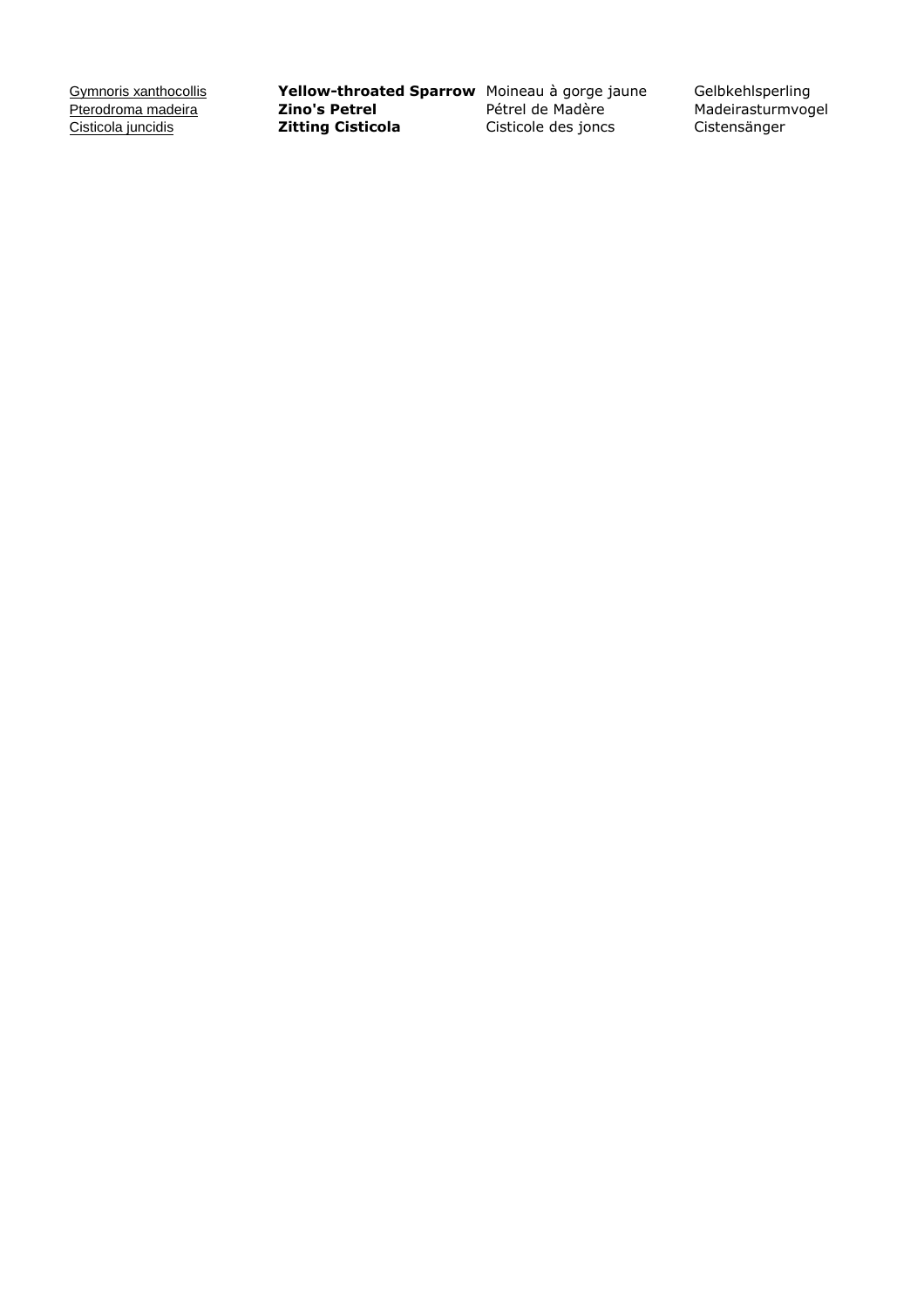| | | | |
|---|---|---|---|
| Gymnoris xanthocollis | **Yellow-throated Sparrow** | Moineau à gorge jaune | Gelbkehlsperling |
| Pterodroma madeira | **Zino's Petrel** | Pétrel de Madère | Madeirasturmvogel |
| Cisticola juncidis | **Zitting Cisticola** | Cisticole des joncs | Cistensänger |